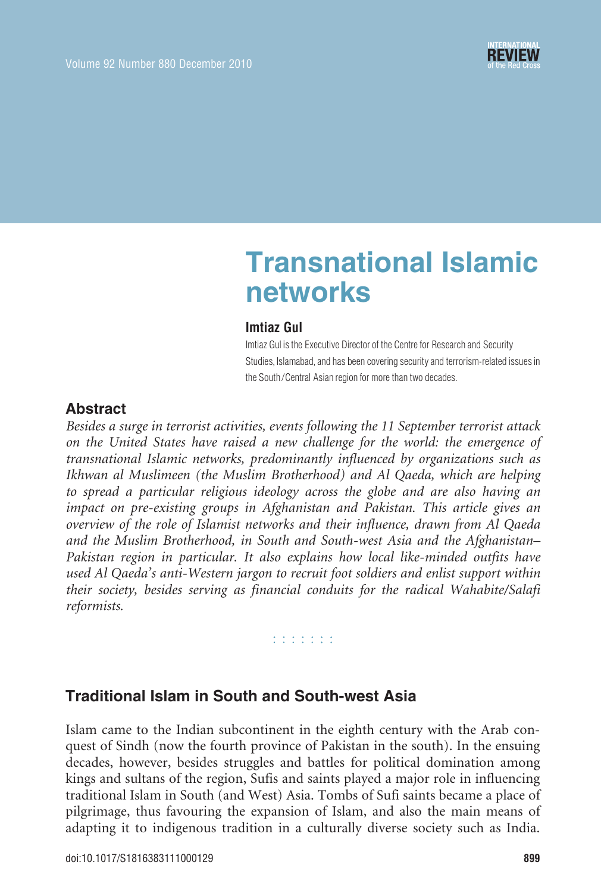# Transnational Islamic networks

**Imtiaz Gul**

Imtiaz Gul is the Executive Director of the Centre for Research and Security Studies, Islamabad, and has been covering security and terrorism-related issues in the South/Central Asian region for more than two decades.

## Abstract

*Besides a surge in terrorist activities, events following the 11 September terrorist attack on the United States have raised a new challenge for the world: the emergence of transnational Islamic networks, predominantly influenced by organizations such as Ikhwan al Muslimeen (the Muslim Brotherhood) and Al Qaeda, which are helping to spread a particular religious ideology across the globe and are also having an impact on pre-existing groups in Afghanistan and Pakistan. This article gives an overview of the role of Islamist networks and their influence, drawn from Al Qaeda and the Muslim Brotherhood, in South and South-west Asia and the Afghanistan–Pakistan region in particular. It also explains how local like-minded outfits have used Al Qaeda's anti-Western jargon to recruit foot soldiers and enlist support within their society, besides serving as financial conduits for the radical Wahabite/Salafi reformists.*

## Traditional Islam in South and South-west Asia

Islam came to the Indian subcontinent in the eighth century with the Arab conquest of Sindh (now the fourth province of Pakistan in the south). In the ensuing decades, however, besides struggles and battles for political domination among kings and sultans of the region, Sufis and saints played a major role in influencing traditional Islam in South (and West) Asia. Tombs of Sufi saints became a place of pilgrimage, thus favouring the expansion of Islam, and also the main means of adapting it to indigenous tradition in a culturally diverse society such as India.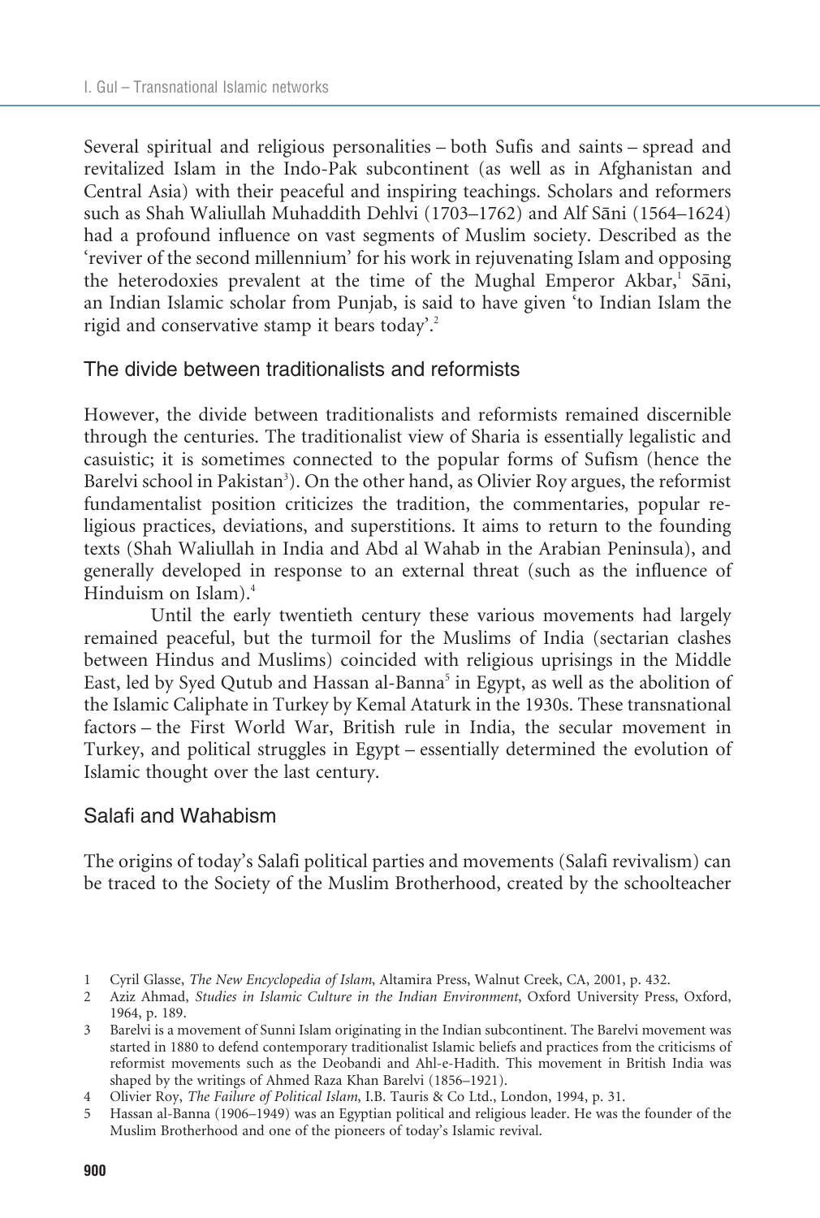Several spiritual and religious personalities – both Sufis and saints – spread and revitalized Islam in the Indo-Pak subcontinent (as well as in Afghanistan and Central Asia) with their peaceful and inspiring teachings. Scholars and reformers such as Shah Waliullah Muhaddith Dehlvi (1703–1762) and Alf Sāni (1564–1624) had a profound influence on vast segments of Muslim society. Described as the 'reviver of the second millennium' for his work in rejuvenating Islam and opposing the heterodoxies prevalent at the time of the Mughal Emperor Akbar,[1] Sāni, an Indian Islamic scholar from Punjab, is said to have given 'to Indian Islam the rigid and conservative stamp it bears today'.[2]

## The divide between traditionalists and reformists

However, the divide between traditionalists and reformists remained discernible through the centuries. The traditionalist view of Sharia is essentially legalistic and casuistic; it is sometimes connected to the popular forms of Sufism (hence the Barelvi school in Pakistan[3]). On the other hand, as Olivier Roy argues, the reformist fundamentalist position criticizes the tradition, the commentaries, popular religious practices, deviations, and superstitions. It aims to return to the founding texts (Shah Waliullah in India and Abd al Wahab in the Arabian Peninsula), and generally developed in response to an external threat (such as the influence of Hinduism on Islam).[4]

Until the early twentieth century these various movements had largely remained peaceful, but the turmoil for the Muslims of India (sectarian clashes between Hindus and Muslims) coincided with religious uprisings in the Middle East, led by Syed Qutub and Hassan al-Banna[5] in Egypt, as well as the abolition of the Islamic Caliphate in Turkey by Kemal Ataturk in the 1930s. These transnational factors – the First World War, British rule in India, the secular movement in Turkey, and political struggles in Egypt – essentially determined the evolution of Islamic thought over the last century.

## Salafi and Wahabism

The origins of today's Salafi political parties and movements (Salafi revivalism) can be traced to the Society of the Muslim Brotherhood, created by the schoolteacher

---

1 Cyril Glasse, *The New Encyclopedia of Islam*, Altamira Press, Walnut Creek, CA, 2001, p. 432.

2 Aziz Ahmad, *Studies in Islamic Culture in the Indian Environment*, Oxford University Press, Oxford, 1964, p. 189.

3 Barelvi is a movement of Sunni Islam originating in the Indian subcontinent. The Barelvi movement was started in 1880 to defend contemporary traditionalist Islamic beliefs and practices from the criticisms of reformist movements such as the Deobandi and Ahl-e-Hadith. This movement in British India was shaped by the writings of Ahmed Raza Khan Barelvi (1856–1921).

4 Olivier Roy, *The Failure of Political Islam*, I.B. Tauris & Co Ltd., London, 1994, p. 31.

5 Hassan al-Banna (1906–1949) was an Egyptian political and religious leader. He was the founder of the Muslim Brotherhood and one of the pioneers of today's Islamic revival.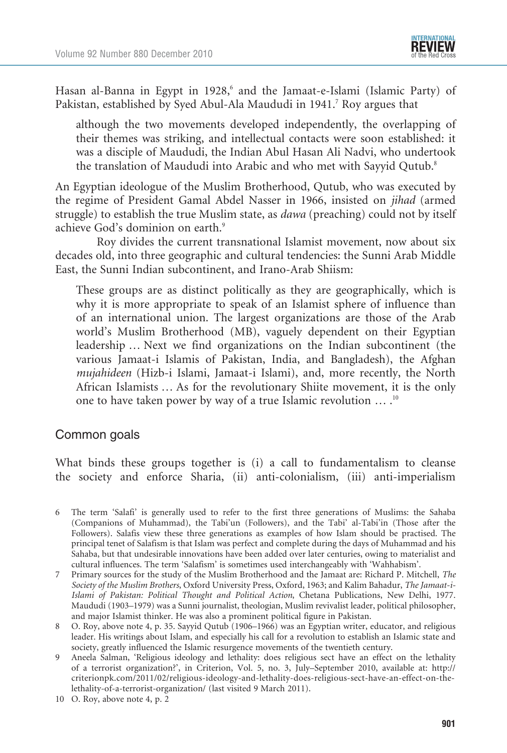Hasan al-Banna in Egypt in 1928,[6] and the Jamaat-e-Islami (Islamic Party) of Pakistan, established by Syed Abul-Ala Maududi in 1941.[7] Roy argues that

> although the two movements developed independently, the overlapping of their themes was striking, and intellectual contacts were soon established: it was a disciple of Maududi, the Indian Abul Hasan Ali Nadvi, who undertook the translation of Maududi into Arabic and who met with Sayyid Qutub.[8]

An Egyptian ideologue of the Muslim Brotherhood, Qutub, who was executed by the regime of President Gamal Abdel Nasser in 1966, insisted on *jihad* (armed struggle) to establish the true Muslim state, as *dawa* (preaching) could not by itself achieve God's dominion on earth.[9]

Roy divides the current transnational Islamist movement, now about six decades old, into three geographic and cultural tendencies: the Sunni Arab Middle East, the Sunni Indian subcontinent, and Irano-Arab Shiism:

> These groups are as distinct politically as they are geographically, which is why it is more appropriate to speak of an Islamist sphere of influence than of an international union. The largest organizations are those of the Arab world's Muslim Brotherhood (MB), vaguely dependent on their Egyptian leadership … Next we find organizations on the Indian subcontinent (the various Jamaat-i Islamis of Pakistan, India, and Bangladesh), the Afghan *mujahideen* (Hizb-i Islami, Jamaat-i Islami), and, more recently, the North African Islamists … As for the revolutionary Shiite movement, it is the only one to have taken power by way of a true Islamic revolution … .[10]

## Common goals

What binds these groups together is (i) a call to fundamentalism to cleanse the society and enforce Sharia, (ii) anti-colonialism, (iii) anti-imperialism

---

6 The term 'Salafi' is generally used to refer to the first three generations of Muslims: the Sahaba (Companions of Muhammad), the Tabi'un (Followers), and the Tabi' al-Tabi'in (Those after the Followers). Salafis view these three generations as examples of how Islam should be practised. The principal tenet of Salafism is that Islam was perfect and complete during the days of Muhammad and his Sahaba, but that undesirable innovations have been added over later centuries, owing to materialist and cultural influences. The term 'Salafism' is sometimes used interchangeably with 'Wahhabism'.

7 Primary sources for the study of the Muslim Brotherhood and the Jamaat are: Richard P. Mitchell, *The Society of the Muslim Brothers*, Oxford University Press, Oxford, 1963; and Kalim Bahadur, *The Jamaat-i-Islami of Pakistan: Political Thought and Political Action*, Chetana Publications, New Delhi, 1977. Maududi (1903–1979) was a Sunni journalist, theologian, Muslim revivalist leader, political philosopher, and major Islamist thinker. He was also a prominent political figure in Pakistan.

8 O. Roy, above note 4, p. 35. Sayyid Qutub (1906–1966) was an Egyptian writer, educator, and religious leader. His writings about Islam, and especially his call for a revolution to establish an Islamic state and society, greatly influenced the Islamic resurgence movements of the twentieth century.

9 Aneela Salman, 'Religious ideology and lethality: does religious sect have an effect on the lethality of a terrorist organization?', in Criterion, Vol. 5, no. 3, July–September 2010, available at: http://criterionpk.com/2011/02/religious-ideology-and-lethality-does-religious-sect-have-an-effect-on-the-lethality-of-a-terrorist-organization/ (last visited 9 March 2011).

10 O. Roy, above note 4, p. 2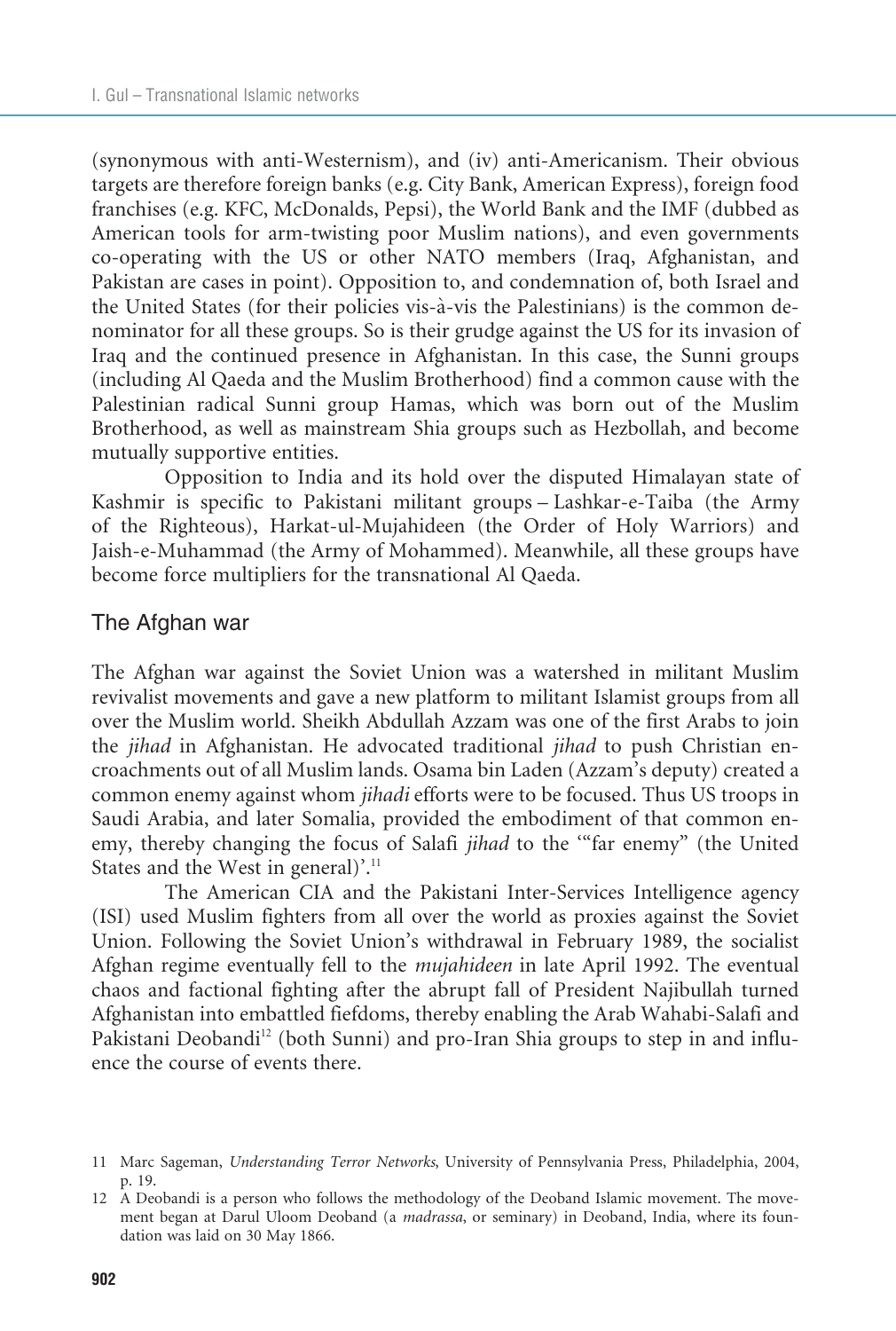(synonymous with anti-Westernism), and (iv) anti-Americanism. Their obvious targets are therefore foreign banks (e.g. City Bank, American Express), foreign food franchises (e.g. KFC, McDonalds, Pepsi), the World Bank and the IMF (dubbed as American tools for arm-twisting poor Muslim nations), and even governments co-operating with the US or other NATO members (Iraq, Afghanistan, and Pakistan are cases in point). Opposition to, and condemnation of, both Israel and the United States (for their policies vis-à-vis the Palestinians) is the common denominator for all these groups. So is their grudge against the US for its invasion of Iraq and the continued presence in Afghanistan. In this case, the Sunni groups (including Al Qaeda and the Muslim Brotherhood) find a common cause with the Palestinian radical Sunni group Hamas, which was born out of the Muslim Brotherhood, as well as mainstream Shia groups such as Hezbollah, and become mutually supportive entities.

Opposition to India and its hold over the disputed Himalayan state of Kashmir is specific to Pakistani militant groups – Lashkar-e-Taiba (the Army of the Righteous), Harkat-ul-Mujahideen (the Order of Holy Warriors) and Jaish-e-Muhammad (the Army of Mohammed). Meanwhile, all these groups have become force multipliers for the transnational Al Qaeda.

## The Afghan war

The Afghan war against the Soviet Union was a watershed in militant Muslim revivalist movements and gave a new platform to militant Islamist groups from all over the Muslim world. Sheikh Abdullah Azzam was one of the first Arabs to join the *jihad* in Afghanistan. He advocated traditional *jihad* to push Christian encroachments out of all Muslim lands. Osama bin Laden (Azzam's deputy) created a common enemy against whom *jihadi* efforts were to be focused. Thus US troops in Saudi Arabia, and later Somalia, provided the embodiment of that common enemy, thereby changing the focus of Salafi *jihad* to the '"far enemy" (the United States and the West in general)'.[11]

The American CIA and the Pakistani Inter-Services Intelligence agency (ISI) used Muslim fighters from all over the world as proxies against the Soviet Union. Following the Soviet Union's withdrawal in February 1989, the socialist Afghan regime eventually fell to the *mujahideen* in late April 1992. The eventual chaos and factional fighting after the abrupt fall of President Najibullah turned Afghanistan into embattled fiefdoms, thereby enabling the Arab Wahabi-Salafi and Pakistani Deobandi[12] (both Sunni) and pro-Iran Shia groups to step in and influence the course of events there.

11 Marc Sageman, *Understanding Terror Networks*, University of Pennsylvania Press, Philadelphia, 2004, p. 19.

12 A Deobandi is a person who follows the methodology of the Deoband Islamic movement. The movement began at Darul Uloom Deoband (a *madrassa*, or seminary) in Deoband, India, where its foundation was laid on 30 May 1866.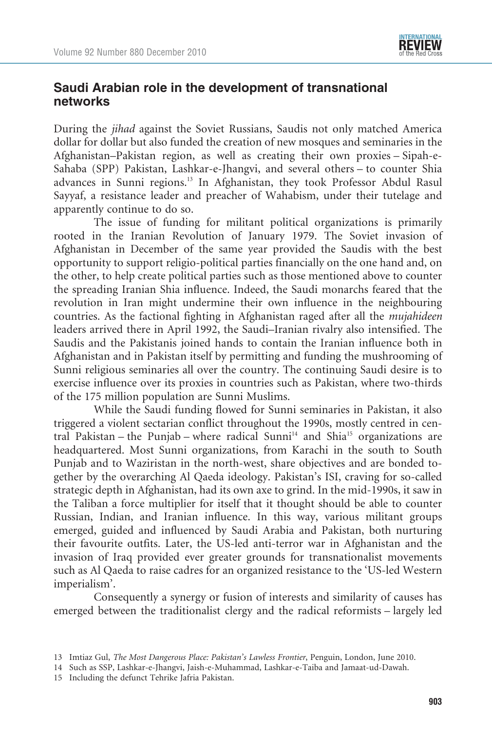## Saudi Arabian role in the development of transnational networks

During the *jihad* against the Soviet Russians, Saudis not only matched America dollar for dollar but also funded the creation of new mosques and seminaries in the Afghanistan–Pakistan region, as well as creating their own proxies – Sipah-e-Sahaba (SPP) Pakistan, Lashkar-e-Jhangvi, and several others – to counter Shia advances in Sunni regions.[13] In Afghanistan, they took Professor Abdul Rasul Sayyaf, a resistance leader and preacher of Wahabism, under their tutelage and apparently continue to do so.

The issue of funding for militant political organizations is primarily rooted in the Iranian Revolution of January 1979. The Soviet invasion of Afghanistan in December of the same year provided the Saudis with the best opportunity to support religio-political parties financially on the one hand and, on the other, to help create political parties such as those mentioned above to counter the spreading Iranian Shia influence. Indeed, the Saudi monarchs feared that the revolution in Iran might undermine their own influence in the neighbouring countries. As the factional fighting in Afghanistan raged after all the *mujahideen* leaders arrived there in April 1992, the Saudi–Iranian rivalry also intensified. The Saudis and the Pakistanis joined hands to contain the Iranian influence both in Afghanistan and in Pakistan itself by permitting and funding the mushrooming of Sunni religious seminaries all over the country. The continuing Saudi desire is to exercise influence over its proxies in countries such as Pakistan, where two-thirds of the 175 million population are Sunni Muslims.

While the Saudi funding flowed for Sunni seminaries in Pakistan, it also triggered a violent sectarian conflict throughout the 1990s, mostly centred in central Pakistan – the Punjab – where radical Sunni[14] and Shia[15] organizations are headquartered. Most Sunni organizations, from Karachi in the south to South Punjab and to Waziristan in the north-west, share objectives and are bonded together by the overarching Al Qaeda ideology. Pakistan's ISI, craving for so-called strategic depth in Afghanistan, had its own axe to grind. In the mid-1990s, it saw in the Taliban a force multiplier for itself that it thought should be able to counter Russian, Indian, and Iranian influence. In this way, various militant groups emerged, guided and influenced by Saudi Arabia and Pakistan, both nurturing their favourite outfits. Later, the US-led anti-terror war in Afghanistan and the invasion of Iraq provided ever greater grounds for transnationalist movements such as Al Qaeda to raise cadres for an organized resistance to the 'US-led Western imperialism'.

Consequently a synergy or fusion of interests and similarity of causes has emerged between the traditionalist clergy and the radical reformists – largely led

---

13 Imtiaz Gul, *The Most Dangerous Place: Pakistan's Lawless Frontier*, Penguin, London, June 2010.

14 Such as SSP, Lashkar-e-Jhangvi, Jaish-e-Muhammad, Lashkar-e-Taiba and Jamaat-ud-Dawah.

15 Including the defunct Tehrike Jafria Pakistan.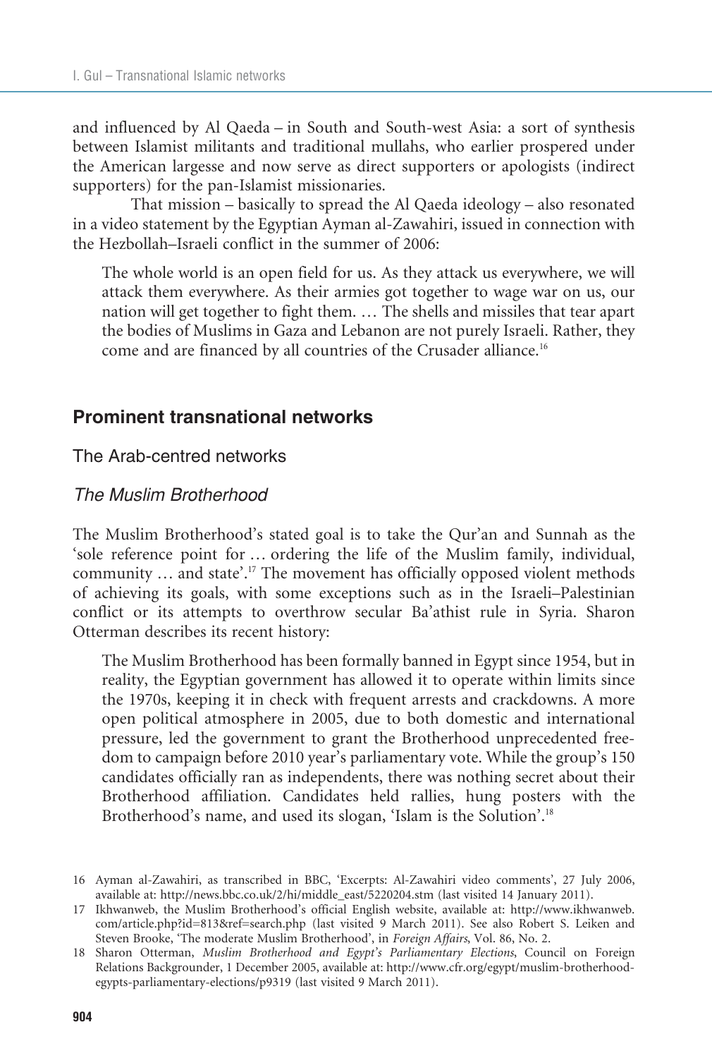and influenced by Al Qaeda – in South and South-west Asia: a sort of synthesis between Islamist militants and traditional mullahs, who earlier prospered under the American largesse and now serve as direct supporters or apologists (indirect supporters) for the pan-Islamist missionaries.

That mission – basically to spread the Al Qaeda ideology – also resonated in a video statement by the Egyptian Ayman al-Zawahiri, issued in connection with the Hezbollah–Israeli conflict in the summer of 2006:

> The whole world is an open field for us. As they attack us everywhere, we will attack them everywhere. As their armies got together to wage war on us, our nation will get together to fight them. … The shells and missiles that tear apart the bodies of Muslims in Gaza and Lebanon are not purely Israeli. Rather, they come and are financed by all countries of the Crusader alliance.[16]

## Prominent transnational networks

### The Arab-centred networks

#### *The Muslim Brotherhood*

The Muslim Brotherhood's stated goal is to take the Qur'an and Sunnah as the 'sole reference point for … ordering the life of the Muslim family, individual, community … and state'.[17] The movement has officially opposed violent methods of achieving its goals, with some exceptions such as in the Israeli–Palestinian conflict or its attempts to overthrow secular Ba'athist rule in Syria. Sharon Otterman describes its recent history:

> The Muslim Brotherhood has been formally banned in Egypt since 1954, but in reality, the Egyptian government has allowed it to operate within limits since the 1970s, keeping it in check with frequent arrests and crackdowns. A more open political atmosphere in 2005, due to both domestic and international pressure, led the government to grant the Brotherhood unprecedented freedom to campaign before 2010 year's parliamentary vote. While the group's 150 candidates officially ran as independents, there was nothing secret about their Brotherhood affiliation. Candidates held rallies, hung posters with the Brotherhood's name, and used its slogan, 'Islam is the Solution'.[18]

---

16 Ayman al-Zawahiri, as transcribed in BBC, 'Excerpts: Al-Zawahiri video comments', 27 July 2006, available at: http://news.bbc.co.uk/2/hi/middle_east/5220204.stm (last visited 14 January 2011).

17 Ikhwanweb, the Muslim Brotherhood's official English website, available at: http://www.ikhwanweb.com/article.php?id=813&ref=search.php (last visited 9 March 2011). See also Robert S. Leiken and Steven Brooke, 'The moderate Muslim Brotherhood', in *Foreign Affairs*, Vol. 86, No. 2.

18 Sharon Otterman, *Muslim Brotherhood and Egypt's Parliamentary Elections*, Council on Foreign Relations Backgrounder, 1 December 2005, available at: http://www.cfr.org/egypt/muslim-brotherhood-egypts-parliamentary-elections/p9319 (last visited 9 March 2011).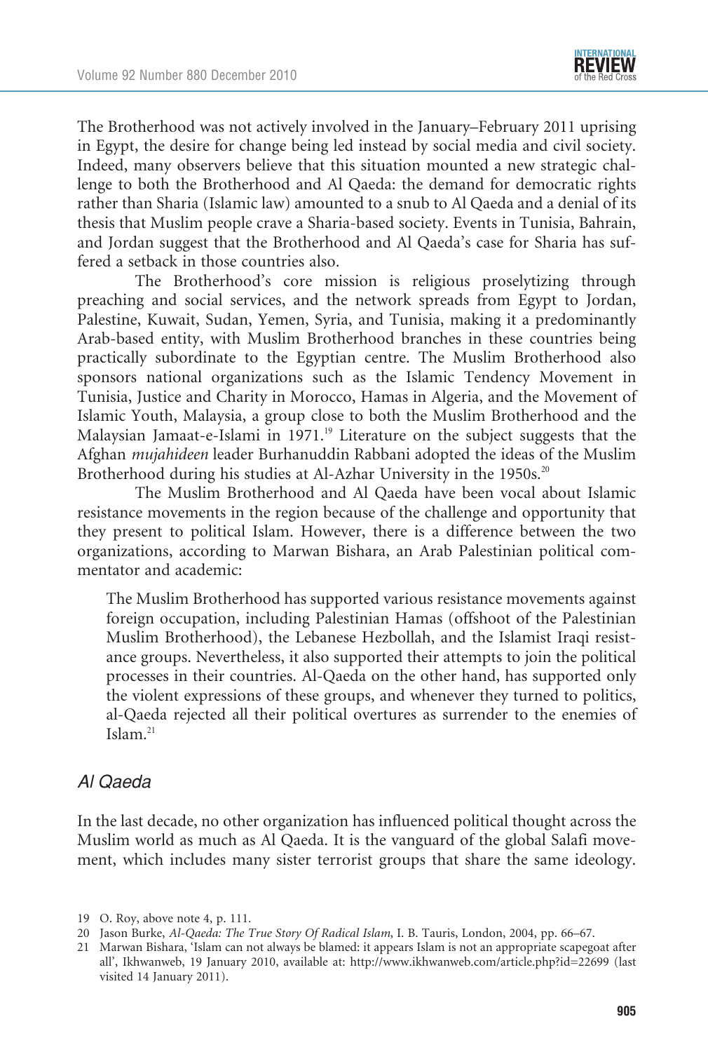The Brotherhood was not actively involved in the January–February 2011 uprising in Egypt, the desire for change being led instead by social media and civil society. Indeed, many observers believe that this situation mounted a new strategic challenge to both the Brotherhood and Al Qaeda: the demand for democratic rights rather than Sharia (Islamic law) amounted to a snub to Al Qaeda and a denial of its thesis that Muslim people crave a Sharia-based society. Events in Tunisia, Bahrain, and Jordan suggest that the Brotherhood and Al Qaeda's case for Sharia has suffered a setback in those countries also.

The Brotherhood's core mission is religious proselytizing through preaching and social services, and the network spreads from Egypt to Jordan, Palestine, Kuwait, Sudan, Yemen, Syria, and Tunisia, making it a predominantly Arab-based entity, with Muslim Brotherhood branches in these countries being practically subordinate to the Egyptian centre. The Muslim Brotherhood also sponsors national organizations such as the Islamic Tendency Movement in Tunisia, Justice and Charity in Morocco, Hamas in Algeria, and the Movement of Islamic Youth, Malaysia, a group close to both the Muslim Brotherhood and the Malaysian Jamaat-e-Islami in 1971.[19] Literature on the subject suggests that the Afghan *mujahideen* leader Burhanuddin Rabbani adopted the ideas of the Muslim Brotherhood during his studies at Al-Azhar University in the 1950s.[20]

The Muslim Brotherhood and Al Qaeda have been vocal about Islamic resistance movements in the region because of the challenge and opportunity that they present to political Islam. However, there is a difference between the two organizations, according to Marwan Bishara, an Arab Palestinian political commentator and academic:

> The Muslim Brotherhood has supported various resistance movements against foreign occupation, including Palestinian Hamas (offshoot of the Palestinian Muslim Brotherhood), the Lebanese Hezbollah, and the Islamist Iraqi resistance groups. Nevertheless, it also supported their attempts to join the political processes in their countries. Al-Qaeda on the other hand, has supported only the violent expressions of these groups, and whenever they turned to politics, al-Qaeda rejected all their political overtures as surrender to the enemies of Islam.[21]

### *Al Qaeda*

In the last decade, no other organization has influenced political thought across the Muslim world as much as Al Qaeda. It is the vanguard of the global Salafi movement, which includes many sister terrorist groups that share the same ideology.

19 O. Roy, above note 4, p. 111.

20 Jason Burke, *Al-Qaeda: The True Story Of Radical Islam*, I. B. Tauris, London, 2004, pp. 66–67.

21 Marwan Bishara, 'Islam can not always be blamed: it appears Islam is not an appropriate scapegoat after all', Ikhwanweb, 19 January 2010, available at: http://www.ikhwanweb.com/article.php?id=22699 (last visited 14 January 2011).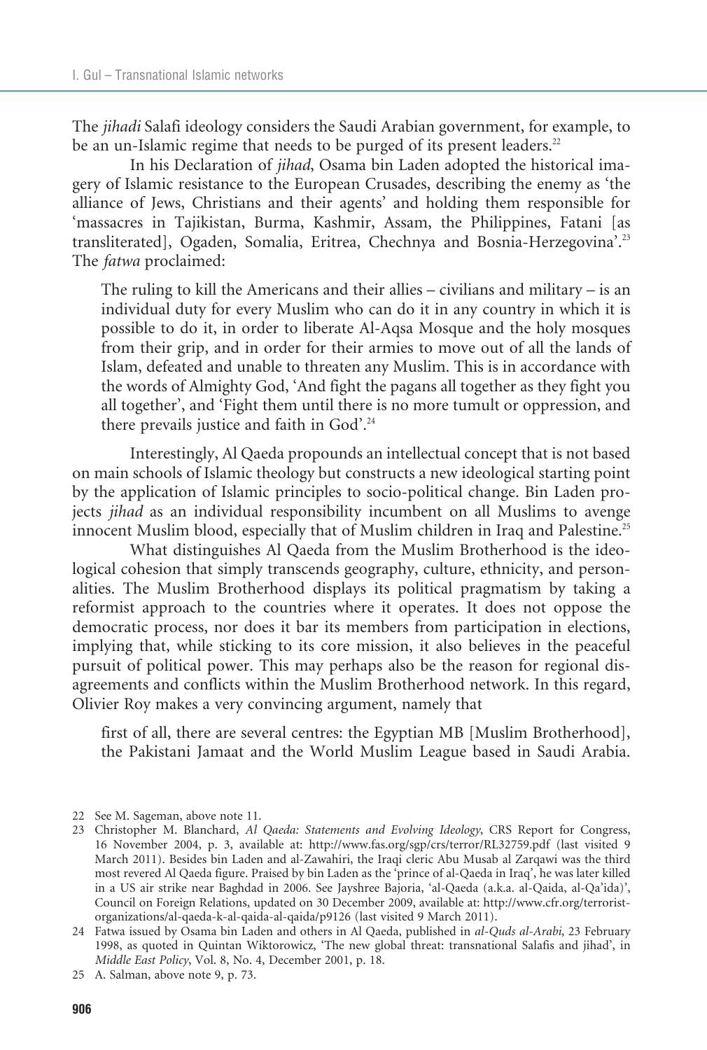The *jihadi* Salafi ideology considers the Saudi Arabian government, for example, to be an un-Islamic regime that needs to be purged of its present leaders.[22]

In his Declaration of *jihad*, Osama bin Laden adopted the historical imagery of Islamic resistance to the European Crusades, describing the enemy as 'the alliance of Jews, Christians and their agents' and holding them responsible for 'massacres in Tajikistan, Burma, Kashmir, Assam, the Philippines, Fatani [as transliterated], Ogaden, Somalia, Eritrea, Chechnya and Bosnia-Herzegovina'.[23] The *fatwa* proclaimed:

> The ruling to kill the Americans and their allies – civilians and military – is an individual duty for every Muslim who can do it in any country in which it is possible to do it, in order to liberate Al-Aqsa Mosque and the holy mosques from their grip, and in order for their armies to move out of all the lands of Islam, defeated and unable to threaten any Muslim. This is in accordance with the words of Almighty God, 'And fight the pagans all together as they fight you all together', and 'Fight them until there is no more tumult or oppression, and there prevails justice and faith in God'.[24]

Interestingly, Al Qaeda propounds an intellectual concept that is not based on main schools of Islamic theology but constructs a new ideological starting point by the application of Islamic principles to socio-political change. Bin Laden projects *jihad* as an individual responsibility incumbent on all Muslims to avenge innocent Muslim blood, especially that of Muslim children in Iraq and Palestine.[25]

What distinguishes Al Qaeda from the Muslim Brotherhood is the ideological cohesion that simply transcends geography, culture, ethnicity, and personalities. The Muslim Brotherhood displays its political pragmatism by taking a reformist approach to the countries where it operates. It does not oppose the democratic process, nor does it bar its members from participation in elections, implying that, while sticking to its core mission, it also believes in the peaceful pursuit of political power. This may perhaps also be the reason for regional disagreements and conflicts within the Muslim Brotherhood network. In this regard, Olivier Roy makes a very convincing argument, namely that

> first of all, there are several centres: the Egyptian MB [Muslim Brotherhood], the Pakistani Jamaat and the World Muslim League based in Saudi Arabia.

22 See M. Sageman, above note 11.

23 Christopher M. Blanchard, *Al Qaeda: Statements and Evolving Ideology*, CRS Report for Congress, 16 November 2004, p. 3, available at: http://www.fas.org/sgp/crs/terror/RL32759.pdf (last visited 9 March 2011). Besides bin Laden and al-Zawahiri, the Iraqi cleric Abu Musab al Zarqawi was the third most revered Al Qaeda figure. Praised by bin Laden as the 'prince of al-Qaeda in Iraq', he was later killed in a US air strike near Baghdad in 2006. See Jayshree Bajoria, 'al-Qaeda (a.k.a. al-Qaida, al-Qa'ida)', Council on Foreign Relations, updated on 30 December 2009, available at: http://www.cfr.org/terrorist-organizations/al-qaeda-k-al-qaida-al-qaida/p9126 (last visited 9 March 2011).

24 Fatwa issued by Osama bin Laden and others in Al Qaeda, published in *al-Quds al-Arabi*, 23 February 1998, as quoted in Quintan Wiktorowicz, 'The new global threat: transnational Salafis and jihad', in *Middle East Policy*, Vol. 8, No. 4, December 2001, p. 18.

25 A. Salman, above note 9, p. 73.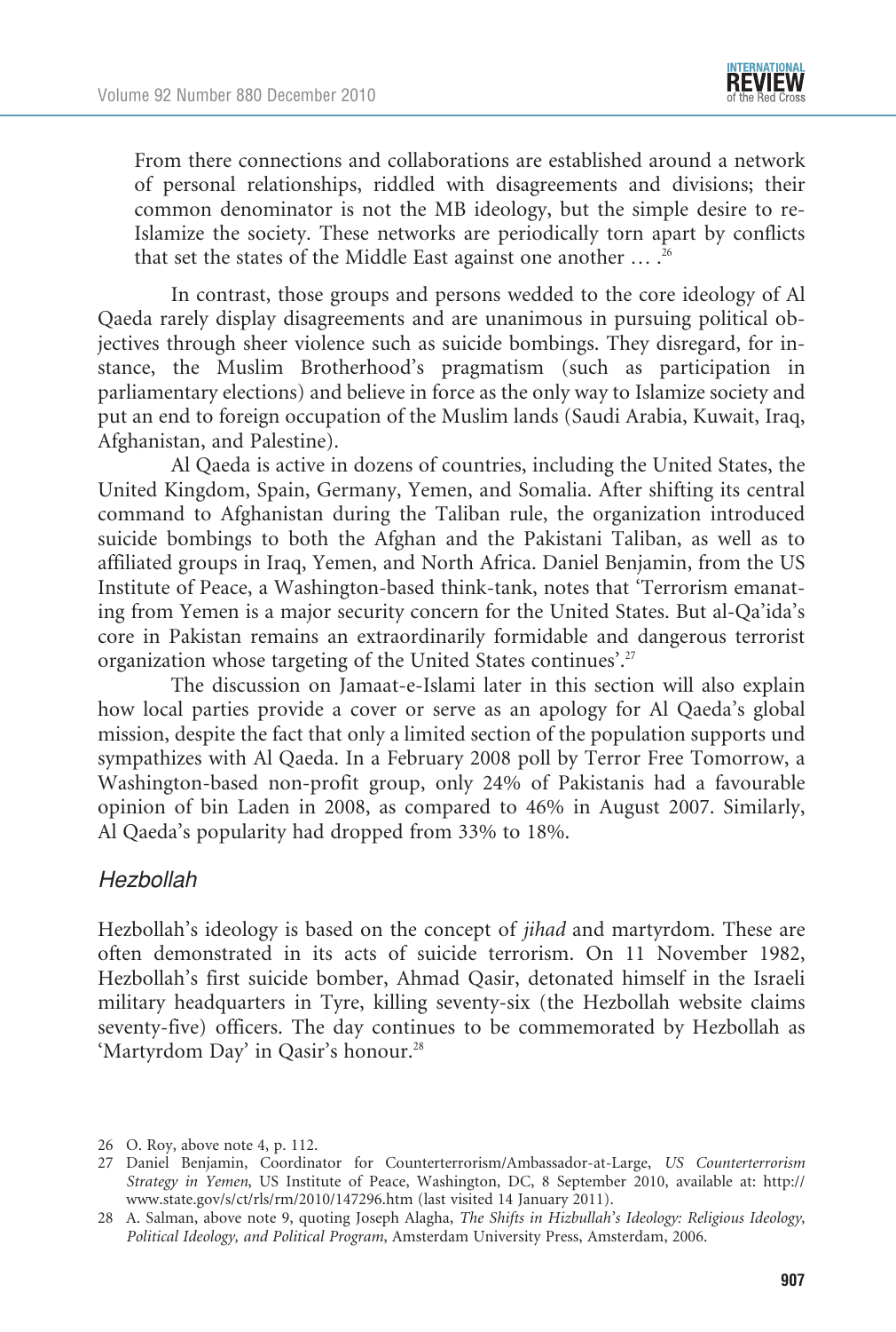> From there connections and collaborations are established around a network of personal relationships, riddled with disagreements and divisions; their common denominator is not the MB ideology, but the simple desire to re-Islamize the society. These networks are periodically torn apart by conflicts that set the states of the Middle East against one another … .[26]

In contrast, those groups and persons wedded to the core ideology of Al Qaeda rarely display disagreements and are unanimous in pursuing political objectives through sheer violence such as suicide bombings. They disregard, for instance, the Muslim Brotherhood's pragmatism (such as participation in parliamentary elections) and believe in force as the only way to Islamize society and put an end to foreign occupation of the Muslim lands (Saudi Arabia, Kuwait, Iraq, Afghanistan, and Palestine).

Al Qaeda is active in dozens of countries, including the United States, the United Kingdom, Spain, Germany, Yemen, and Somalia. After shifting its central command to Afghanistan during the Taliban rule, the organization introduced suicide bombings to both the Afghan and the Pakistani Taliban, as well as to affiliated groups in Iraq, Yemen, and North Africa. Daniel Benjamin, from the US Institute of Peace, a Washington-based think-tank, notes that 'Terrorism emanating from Yemen is a major security concern for the United States. But al-Qa'ida's core in Pakistan remains an extraordinarily formidable and dangerous terrorist organization whose targeting of the United States continues'.[27]

The discussion on Jamaat-e-Islami later in this section will also explain how local parties provide a cover or serve as an apology for Al Qaeda's global mission, despite the fact that only a limited section of the population supports und sympathizes with Al Qaeda. In a February 2008 poll by Terror Free Tomorrow, a Washington-based non-profit group, only 24% of Pakistanis had a favourable opinion of bin Laden in 2008, as compared to 46% in August 2007. Similarly, Al Qaeda's popularity had dropped from 33% to 18%.

### *Hezbollah*

Hezbollah's ideology is based on the concept of *jihad* and martyrdom. These are often demonstrated in its acts of suicide terrorism. On 11 November 1982, Hezbollah's first suicide bomber, Ahmad Qasir, detonated himself in the Israeli military headquarters in Tyre, killing seventy-six (the Hezbollah website claims seventy-five) officers. The day continues to be commemorated by Hezbollah as 'Martyrdom Day' in Qasir's honour.[28]

---

26 O. Roy, above note 4, p. 112.

27 Daniel Benjamin, Coordinator for Counterterrorism/Ambassador-at-Large, *US Counterterrorism Strategy in Yemen*, US Institute of Peace, Washington, DC, 8 September 2010, available at: http://www.state.gov/s/ct/rls/rm/2010/147296.htm (last visited 14 January 2011).

28 A. Salman, above note 9, quoting Joseph Alagha, *The Shifts in Hizbullah's Ideology: Religious Ideology, Political Ideology, and Political Program*, Amsterdam University Press, Amsterdam, 2006.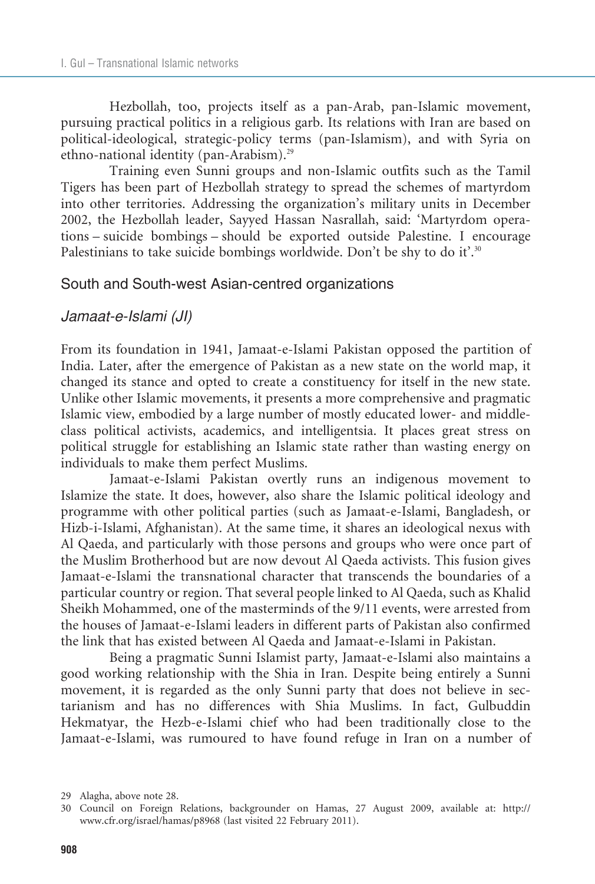Hezbollah, too, projects itself as a pan-Arab, pan-Islamic movement, pursuing practical politics in a religious garb. Its relations with Iran are based on political-ideological, strategic-policy terms (pan-Islamism), and with Syria on ethno-national identity (pan-Arabism).[29]

Training even Sunni groups and non-Islamic outfits such as the Tamil Tigers has been part of Hezbollah strategy to spread the schemes of martyrdom into other territories. Addressing the organization's military units in December 2002, the Hezbollah leader, Sayyed Hassan Nasrallah, said: 'Martyrdom operations – suicide bombings – should be exported outside Palestine. I encourage Palestinians to take suicide bombings worldwide. Don't be shy to do it'.[30]

## South and South-west Asian-centred organizations

### *Jamaat-e-Islami (JI)*

From its foundation in 1941, Jamaat-e-Islami Pakistan opposed the partition of India. Later, after the emergence of Pakistan as a new state on the world map, it changed its stance and opted to create a constituency for itself in the new state. Unlike other Islamic movements, it presents a more comprehensive and pragmatic Islamic view, embodied by a large number of mostly educated lower- and middle-class political activists, academics, and intelligentsia. It places great stress on political struggle for establishing an Islamic state rather than wasting energy on individuals to make them perfect Muslims.

Jamaat-e-Islami Pakistan overtly runs an indigenous movement to Islamize the state. It does, however, also share the Islamic political ideology and programme with other political parties (such as Jamaat-e-Islami, Bangladesh, or Hizb-i-Islami, Afghanistan). At the same time, it shares an ideological nexus with Al Qaeda, and particularly with those persons and groups who were once part of the Muslim Brotherhood but are now devout Al Qaeda activists. This fusion gives Jamaat-e-Islami the transnational character that transcends the boundaries of a particular country or region. That several people linked to Al Qaeda, such as Khalid Sheikh Mohammed, one of the masterminds of the 9/11 events, were arrested from the houses of Jamaat-e-Islami leaders in different parts of Pakistan also confirmed the link that has existed between Al Qaeda and Jamaat-e-Islami in Pakistan.

Being a pragmatic Sunni Islamist party, Jamaat-e-Islami also maintains a good working relationship with the Shia in Iran. Despite being entirely a Sunni movement, it is regarded as the only Sunni party that does not believe in sectarianism and has no differences with Shia Muslims. In fact, Gulbuddin Hekmatyar, the Hezb-e-Islami chief who had been traditionally close to the Jamaat-e-Islami, was rumoured to have found refuge in Iran on a number of

---

29 Alagha, above note 28.

30 Council on Foreign Relations, backgrounder on Hamas, 27 August 2009, available at: http://www.cfr.org/israel/hamas/p8968 (last visited 22 February 2011).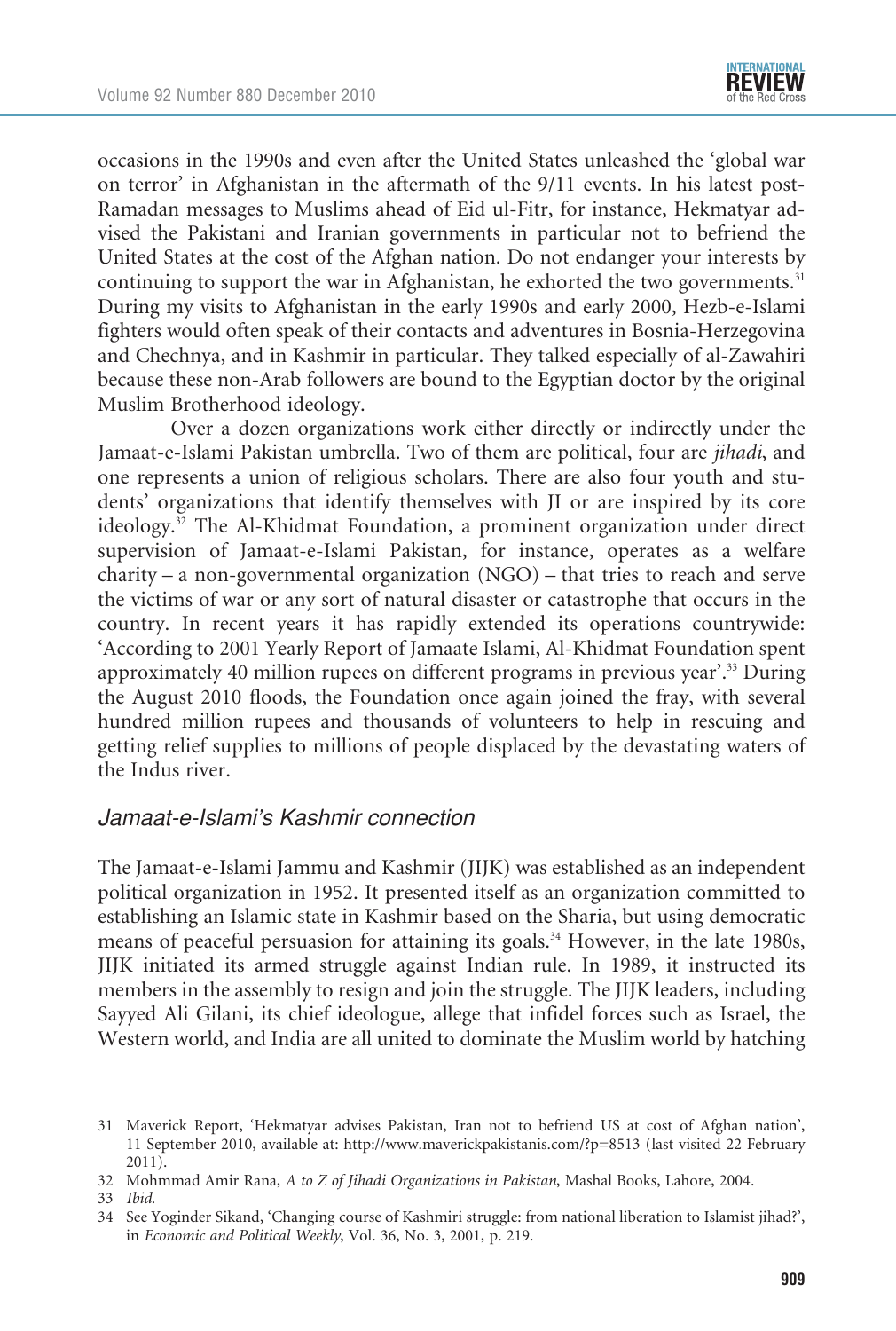occasions in the 1990s and even after the United States unleashed the 'global war on terror' in Afghanistan in the aftermath of the 9/11 events. In his latest post-Ramadan messages to Muslims ahead of Eid ul-Fitr, for instance, Hekmatyar advised the Pakistani and Iranian governments in particular not to befriend the United States at the cost of the Afghan nation. Do not endanger your interests by continuing to support the war in Afghanistan, he exhorted the two governments.[31] During my visits to Afghanistan in the early 1990s and early 2000, Hezb-e-Islami fighters would often speak of their contacts and adventures in Bosnia-Herzegovina and Chechnya, and in Kashmir in particular. They talked especially of al-Zawahiri because these non-Arab followers are bound to the Egyptian doctor by the original Muslim Brotherhood ideology.

Over a dozen organizations work either directly or indirectly under the Jamaat-e-Islami Pakistan umbrella. Two of them are political, four are *jihadi*, and one represents a union of religious scholars. There are also four youth and students' organizations that identify themselves with JI or are inspired by its core ideology.[32] The Al-Khidmat Foundation, a prominent organization under direct supervision of Jamaat-e-Islami Pakistan, for instance, operates as a welfare charity – a non-governmental organization (NGO) – that tries to reach and serve the victims of war or any sort of natural disaster or catastrophe that occurs in the country. In recent years it has rapidly extended its operations countrywide: 'According to 2001 Yearly Report of Jamaate Islami, Al-Khidmat Foundation spent approximately 40 million rupees on different programs in previous year'.[33] During the August 2010 floods, the Foundation once again joined the fray, with several hundred million rupees and thousands of volunteers to help in rescuing and getting relief supplies to millions of people displaced by the devastating waters of the Indus river.

### *Jamaat-e-Islami's Kashmir connection*

The Jamaat-e-Islami Jammu and Kashmir (JIJK) was established as an independent political organization in 1952. It presented itself as an organization committed to establishing an Islamic state in Kashmir based on the Sharia, but using democratic means of peaceful persuasion for attaining its goals.[34] However, in the late 1980s, JIJK initiated its armed struggle against Indian rule. In 1989, it instructed its members in the assembly to resign and join the struggle. The JIJK leaders, including Sayyed Ali Gilani, its chief ideologue, allege that infidel forces such as Israel, the Western world, and India are all united to dominate the Muslim world by hatching

---

31 Maverick Report, 'Hekmatyar advises Pakistan, Iran not to befriend US at cost of Afghan nation', 11 September 2010, available at: http://www.maverickpakistanis.com/?p=8513 (last visited 22 February 2011).

32 Mohmmad Amir Rana, *A to Z of Jihadi Organizations in Pakistan*, Mashal Books, Lahore, 2004.

33 *Ibid*.

34 See Yoginder Sikand, 'Changing course of Kashmiri struggle: from national liberation to Islamist jihad?', in *Economic and Political Weekly*, Vol. 36, No. 3, 2001, p. 219.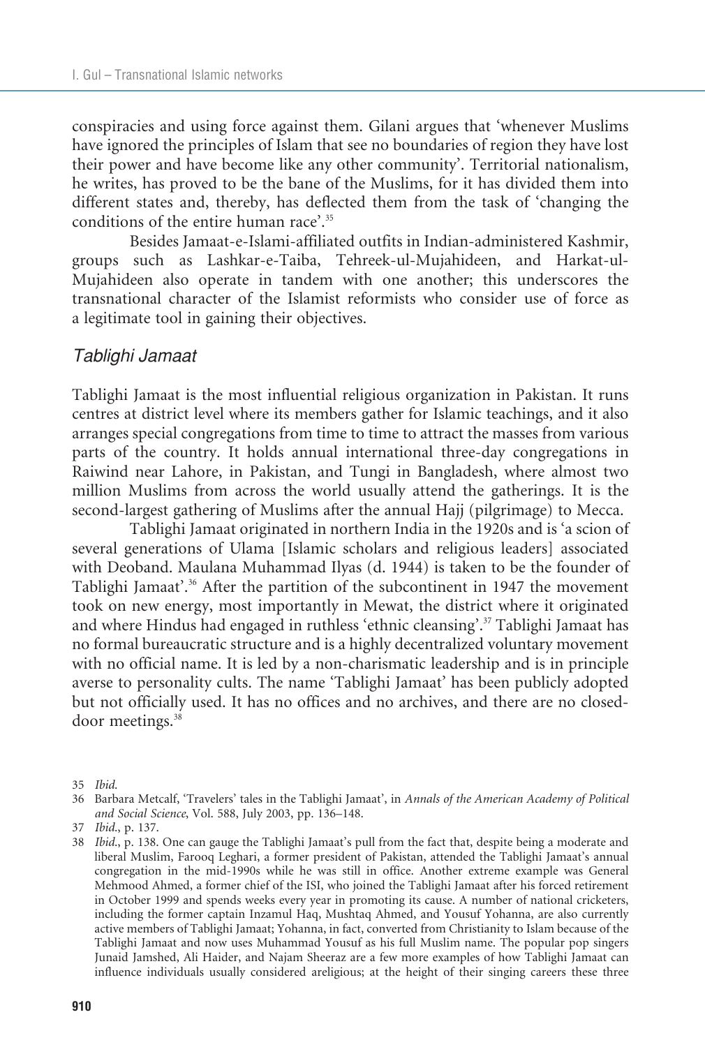conspiracies and using force against them. Gilani argues that 'whenever Muslims have ignored the principles of Islam that see no boundaries of region they have lost their power and have become like any other community'. Territorial nationalism, he writes, has proved to be the bane of the Muslims, for it has divided them into different states and, thereby, has deflected them from the task of 'changing the conditions of the entire human race'.[35]

Besides Jamaat-e-Islami-affiliated outfits in Indian-administered Kashmir, groups such as Lashkar-e-Taiba, Tehreek-ul-Mujahideen, and Harkat-ul-Mujahideen also operate in tandem with one another; this underscores the transnational character of the Islamist reformists who consider use of force as a legitimate tool in gaining their objectives.

### *Tablighi Jamaat*

Tablighi Jamaat is the most influential religious organization in Pakistan. It runs centres at district level where its members gather for Islamic teachings, and it also arranges special congregations from time to time to attract the masses from various parts of the country. It holds annual international three-day congregations in Raiwind near Lahore, in Pakistan, and Tungi in Bangladesh, where almost two million Muslims from across the world usually attend the gatherings. It is the second-largest gathering of Muslims after the annual Hajj (pilgrimage) to Mecca.

Tablighi Jamaat originated in northern India in the 1920s and is 'a scion of several generations of Ulama [Islamic scholars and religious leaders] associated with Deoband. Maulana Muhammad Ilyas (d. 1944) is taken to be the founder of Tablighi Jamaat'.[36] After the partition of the subcontinent in 1947 the movement took on new energy, most importantly in Mewat, the district where it originated and where Hindus had engaged in ruthless 'ethnic cleansing'.[37] Tablighi Jamaat has no formal bureaucratic structure and is a highly decentralized voluntary movement with no official name. It is led by a non-charismatic leadership and is in principle averse to personality cults. The name 'Tablighi Jamaat' has been publicly adopted but not officially used. It has no offices and no archives, and there are no closed-door meetings.[38]

35 *Ibid.*

36 Barbara Metcalf, 'Travelers' tales in the Tablighi Jamaat', in *Annals of the American Academy of Political and Social Science*, Vol. 588, July 2003, pp. 136–148.

37 *Ibid.*, p. 137.

38 *Ibid.*, p. 138. One can gauge the Tablighi Jamaat's pull from the fact that, despite being a moderate and liberal Muslim, Farooq Leghari, a former president of Pakistan, attended the Tablighi Jamaat's annual congregation in the mid-1990s while he was still in office. Another extreme example was General Mehmood Ahmed, a former chief of the ISI, who joined the Tablighi Jamaat after his forced retirement in October 1999 and spends weeks every year in promoting its cause. A number of national cricketers, including the former captain Inzamul Haq, Mushtaq Ahmed, and Yousuf Yohanna, are also currently active members of Tablighi Jamaat; Yohanna, in fact, converted from Christianity to Islam because of the Tablighi Jamaat and now uses Muhammad Yousuf as his full Muslim name. The popular pop singers Junaid Jamshed, Ali Haider, and Najam Sheeraz are a few more examples of how Tablighi Jamaat can influence individuals usually considered areligious; at the height of their singing careers these three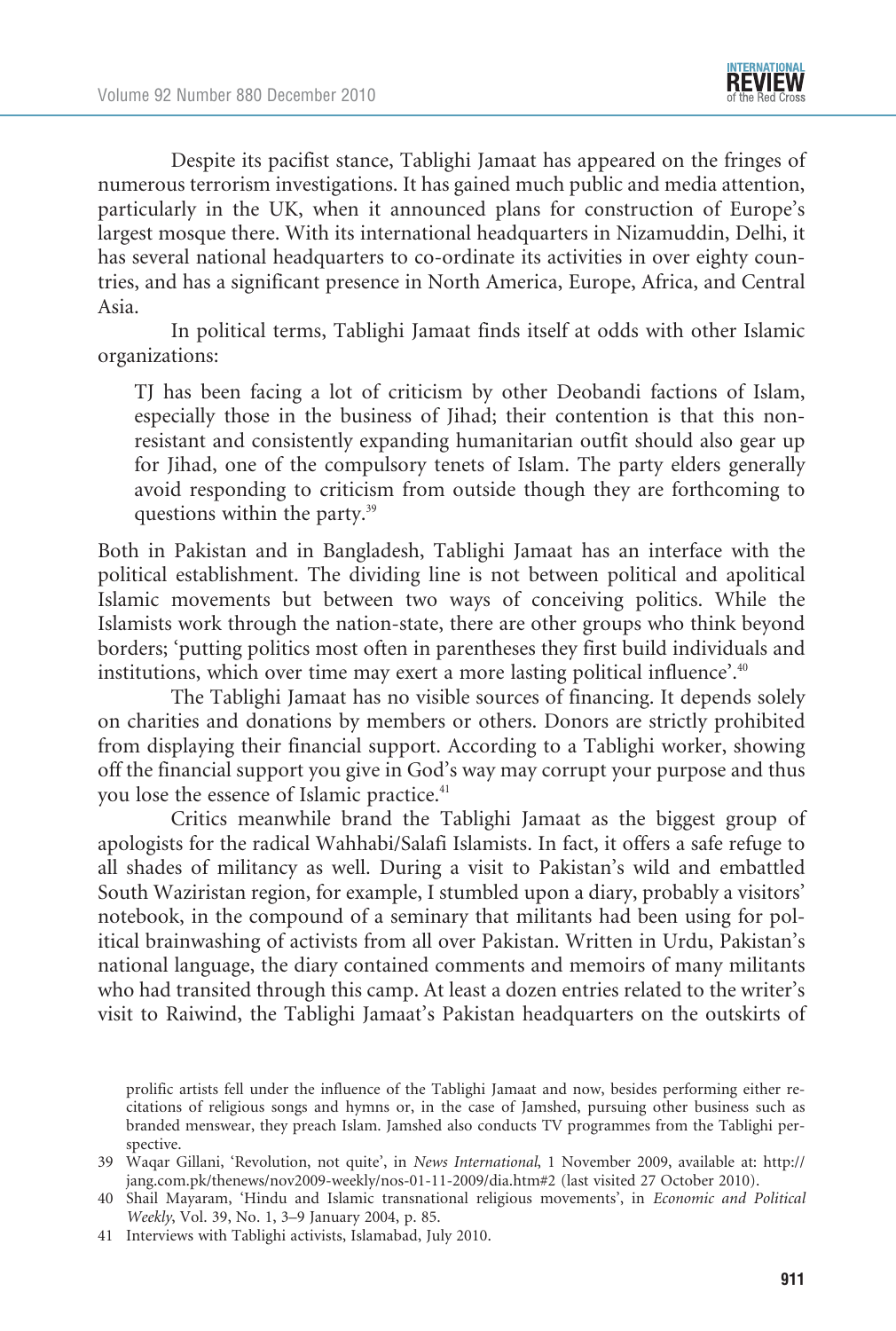Despite its pacifist stance, Tablighi Jamaat has appeared on the fringes of numerous terrorism investigations. It has gained much public and media attention, particularly in the UK, when it announced plans for construction of Europe's largest mosque there. With its international headquarters in Nizamuddin, Delhi, it has several national headquarters to co-ordinate its activities in over eighty countries, and has a significant presence in North America, Europe, Africa, and Central Asia.

In political terms, Tablighi Jamaat finds itself at odds with other Islamic organizations:

> TJ has been facing a lot of criticism by other Deobandi factions of Islam, especially those in the business of Jihad; their contention is that this non-resistant and consistently expanding humanitarian outfit should also gear up for Jihad, one of the compulsory tenets of Islam. The party elders generally avoid responding to criticism from outside though they are forthcoming to questions within the party.[39]

Both in Pakistan and in Bangladesh, Tablighi Jamaat has an interface with the political establishment. The dividing line is not between political and apolitical Islamic movements but between two ways of conceiving politics. While the Islamists work through the nation-state, there are other groups who think beyond borders; 'putting politics most often in parentheses they first build individuals and institutions, which over time may exert a more lasting political influence'.[40]

The Tablighi Jamaat has no visible sources of financing. It depends solely on charities and donations by members or others. Donors are strictly prohibited from displaying their financial support. According to a Tablighi worker, showing off the financial support you give in God's way may corrupt your purpose and thus you lose the essence of Islamic practice.[41]

Critics meanwhile brand the Tablighi Jamaat as the biggest group of apologists for the radical Wahhabi/Salafi Islamists. In fact, it offers a safe refuge to all shades of militancy as well. During a visit to Pakistan's wild and embattled South Waziristan region, for example, I stumbled upon a diary, probably a visitors' notebook, in the compound of a seminary that militants had been using for political brainwashing of activists from all over Pakistan. Written in Urdu, Pakistan's national language, the diary contained comments and memoirs of many militants who had transited through this camp. At least a dozen entries related to the writer's visit to Raiwind, the Tablighi Jamaat's Pakistan headquarters on the outskirts of

---

prolific artists fell under the influence of the Tablighi Jamaat and now, besides performing either recitations of religious songs and hymns or, in the case of Jamshed, pursuing other business such as branded menswear, they preach Islam. Jamshed also conducts TV programmes from the Tablighi perspective.

39 Waqar Gillani, 'Revolution, not quite', in *News International*, 1 November 2009, available at: http://jang.com.pk/thenews/nov2009-weekly/nos-01-11-2009/dia.htm#2 (last visited 27 October 2010).

40 Shail Mayaram, 'Hindu and Islamic transnational religious movements', in *Economic and Political Weekly*, Vol. 39, No. 1, 3–9 January 2004, p. 85.

41 Interviews with Tablighi activists, Islamabad, July 2010.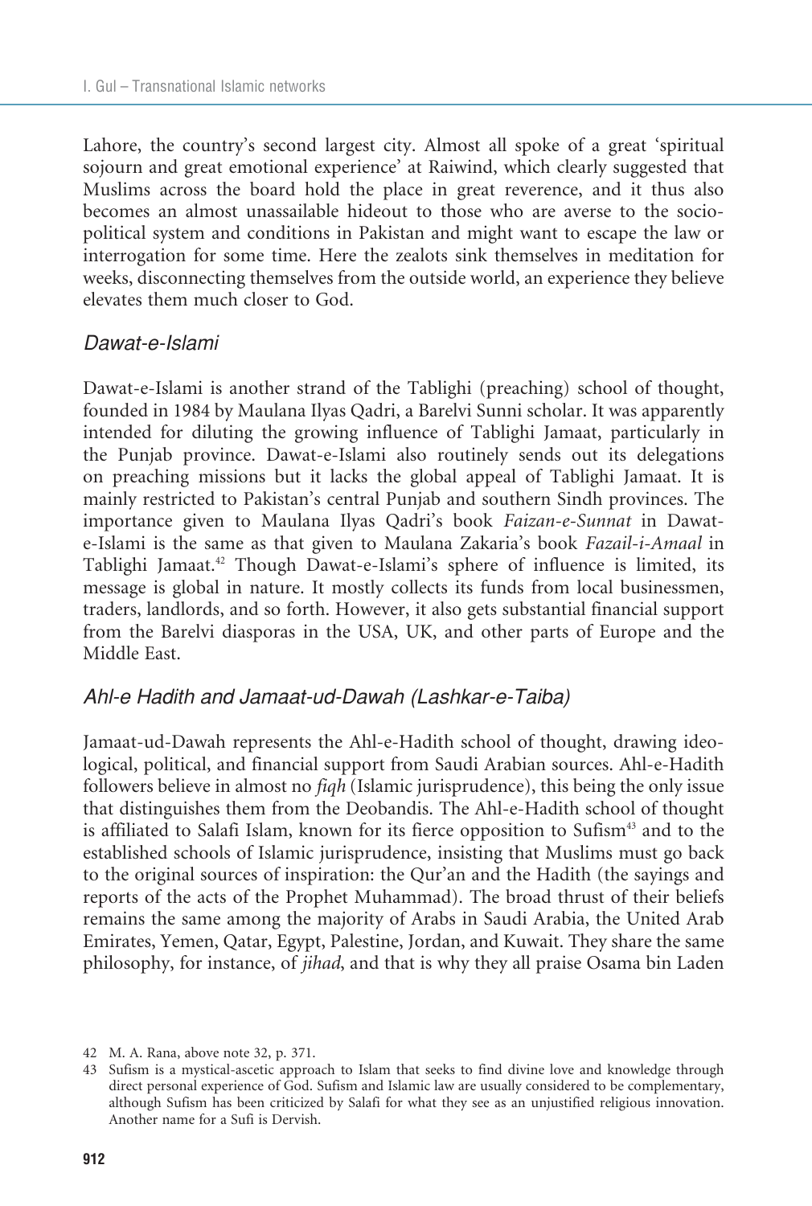Lahore, the country's second largest city. Almost all spoke of a great 'spiritual sojourn and great emotional experience' at Raiwind, which clearly suggested that Muslims across the board hold the place in great reverence, and it thus also becomes an almost unassailable hideout to those who are averse to the socio-political system and conditions in Pakistan and might want to escape the law or interrogation for some time. Here the zealots sink themselves in meditation for weeks, disconnecting themselves from the outside world, an experience they believe elevates them much closer to God.

### *Dawat-e-Islami*

Dawat-e-Islami is another strand of the Tablighi (preaching) school of thought, founded in 1984 by Maulana Ilyas Qadri, a Barelvi Sunni scholar. It was apparently intended for diluting the growing influence of Tablighi Jamaat, particularly in the Punjab province. Dawat-e-Islami also routinely sends out its delegations on preaching missions but it lacks the global appeal of Tablighi Jamaat. It is mainly restricted to Pakistan's central Punjab and southern Sindh provinces. The importance given to Maulana Ilyas Qadri's book *Faizan-e-Sunnat* in Dawat-e-Islami is the same as that given to Maulana Zakaria's book *Fazail-i-Amaal* in Tablighi Jamaat.[42] Though Dawat-e-Islami's sphere of influence is limited, its message is global in nature. It mostly collects its funds from local businessmen, traders, landlords, and so forth. However, it also gets substantial financial support from the Barelvi diasporas in the USA, UK, and other parts of Europe and the Middle East.

### *Ahl-e Hadith and Jamaat-ud-Dawah (Lashkar-e-Taiba)*

Jamaat-ud-Dawah represents the Ahl-e-Hadith school of thought, drawing ideological, political, and financial support from Saudi Arabian sources. Ahl-e-Hadith followers believe in almost no *fiqh* (Islamic jurisprudence), this being the only issue that distinguishes them from the Deobandis. The Ahl-e-Hadith school of thought is affiliated to Salafi Islam, known for its fierce opposition to Sufism[43] and to the established schools of Islamic jurisprudence, insisting that Muslims must go back to the original sources of inspiration: the Qur'an and the Hadith (the sayings and reports of the acts of the Prophet Muhammad). The broad thrust of their beliefs remains the same among the majority of Arabs in Saudi Arabia, the United Arab Emirates, Yemen, Qatar, Egypt, Palestine, Jordan, and Kuwait. They share the same philosophy, for instance, of *jihad*, and that is why they all praise Osama bin Laden

---

42 M. A. Rana, above note 32, p. 371.

43 Sufism is a mystical-ascetic approach to Islam that seeks to find divine love and knowledge through direct personal experience of God. Sufism and Islamic law are usually considered to be complementary, although Sufism has been criticized by Salafi for what they see as an unjustified religious innovation. Another name for a Sufi is Dervish.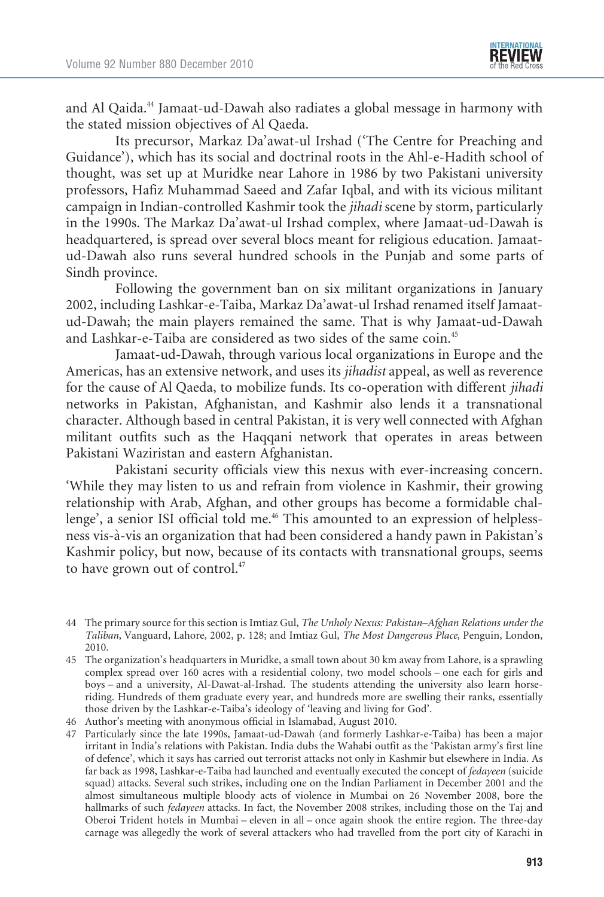and Al Qaida.[44] Jamaat-ud-Dawah also radiates a global message in harmony with the stated mission objectives of Al Qaeda.

Its precursor, Markaz Da'awat-ul Irshad ('The Centre for Preaching and Guidance'), which has its social and doctrinal roots in the Ahl-e-Hadith school of thought, was set up at Muridke near Lahore in 1986 by two Pakistani university professors, Hafiz Muhammad Saeed and Zafar Iqbal, and with its vicious militant campaign in Indian-controlled Kashmir took the *jihadi* scene by storm, particularly in the 1990s. The Markaz Da'awat-ul Irshad complex, where Jamaat-ud-Dawah is headquartered, is spread over several blocs meant for religious education. Jamaat-ud-Dawah also runs several hundred schools in the Punjab and some parts of Sindh province.

Following the government ban on six militant organizations in January 2002, including Lashkar-e-Taiba, Markaz Da'awat-ul Irshad renamed itself Jamaat-ud-Dawah; the main players remained the same. That is why Jamaat-ud-Dawah and Lashkar-e-Taiba are considered as two sides of the same coin.[45]

Jamaat-ud-Dawah, through various local organizations in Europe and the Americas, has an extensive network, and uses its *jihadist* appeal, as well as reverence for the cause of Al Qaeda, to mobilize funds. Its co-operation with different *jihadi* networks in Pakistan, Afghanistan, and Kashmir also lends it a transnational character. Although based in central Pakistan, it is very well connected with Afghan militant outfits such as the Haqqani network that operates in areas between Pakistani Waziristan and eastern Afghanistan.

Pakistani security officials view this nexus with ever-increasing concern. 'While they may listen to us and refrain from violence in Kashmir, their growing relationship with Arab, Afghan, and other groups has become a formidable challenge', a senior ISI official told me.[46] This amounted to an expression of helplessness vis-à-vis an organization that had been considered a handy pawn in Pakistan's Kashmir policy, but now, because of its contacts with transnational groups, seems to have grown out of control.[47]

44 The primary source for this section is Imtiaz Gul, *The Unholy Nexus: Pakistan–Afghan Relations under the Taliban*, Vanguard, Lahore, 2002, p. 128; and Imtiaz Gul, *The Most Dangerous Place*, Penguin, London, 2010.

45 The organization's headquarters in Muridke, a small town about 30 km away from Lahore, is a sprawling complex spread over 160 acres with a residential colony, two model schools – one each for girls and boys – and a university, Al-Dawat-al-Irshad. The students attending the university also learn horse-riding. Hundreds of them graduate every year, and hundreds more are swelling their ranks, essentially those driven by the Lashkar-e-Taiba's ideology of 'leaving and living for God'.

46 Author's meeting with anonymous official in Islamabad, August 2010.

47 Particularly since the late 1990s, Jamaat-ud-Dawah (and formerly Lashkar-e-Taiba) has been a major irritant in India's relations with Pakistan. India dubs the Wahabi outfit as the 'Pakistan army's first line of defence', which it says has carried out terrorist attacks not only in Kashmir but elsewhere in India. As far back as 1998, Lashkar-e-Taiba had launched and eventually executed the concept of *fedayeen* (suicide squad) attacks. Several such strikes, including one on the Indian Parliament in December 2001 and the almost simultaneous multiple bloody acts of violence in Mumbai on 26 November 2008, bore the hallmarks of such *fedayeen* attacks. In fact, the November 2008 strikes, including those on the Taj and Oberoi Trident hotels in Mumbai – eleven in all – once again shook the entire region. The three-day carnage was allegedly the work of several attackers who had travelled from the port city of Karachi in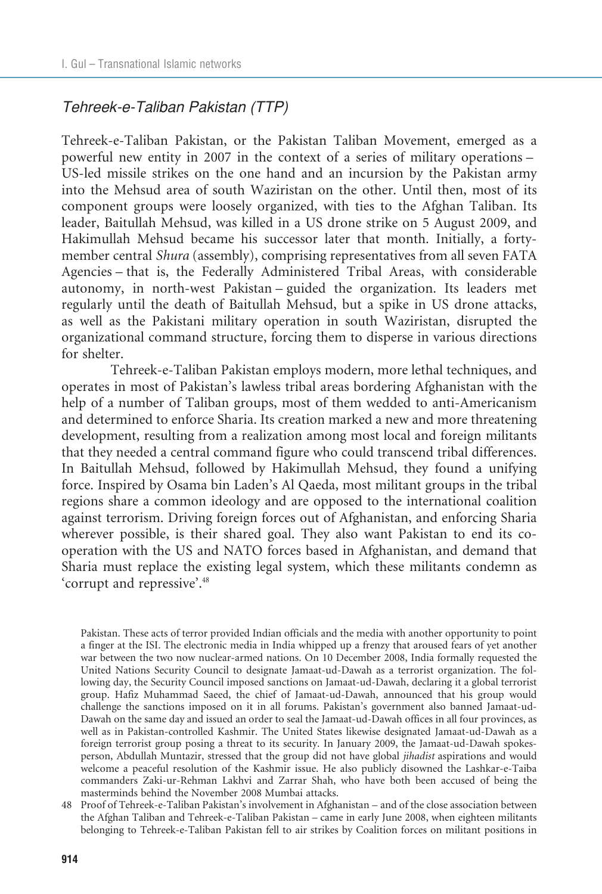### *Tehreek-e-Taliban Pakistan (TTP)*

Tehreek-e-Taliban Pakistan, or the Pakistan Taliban Movement, emerged as a powerful new entity in 2007 in the context of a series of military operations – US-led missile strikes on the one hand and an incursion by the Pakistan army into the Mehsud area of south Waziristan on the other. Until then, most of its component groups were loosely organized, with ties to the Afghan Taliban. Its leader, Baitullah Mehsud, was killed in a US drone strike on 5 August 2009, and Hakimullah Mehsud became his successor later that month. Initially, a forty-member central *Shura* (assembly), comprising representatives from all seven FATA Agencies – that is, the Federally Administered Tribal Areas, with considerable autonomy, in north-west Pakistan – guided the organization. Its leaders met regularly until the death of Baitullah Mehsud, but a spike in US drone attacks, as well as the Pakistani military operation in south Waziristan, disrupted the organizational command structure, forcing them to disperse in various directions for shelter.

Tehreek-e-Taliban Pakistan employs modern, more lethal techniques, and operates in most of Pakistan's lawless tribal areas bordering Afghanistan with the help of a number of Taliban groups, most of them wedded to anti-Americanism and determined to enforce Sharia. Its creation marked a new and more threatening development, resulting from a realization among most local and foreign militants that they needed a central command figure who could transcend tribal differences. In Baitullah Mehsud, followed by Hakimullah Mehsud, they found a unifying force. Inspired by Osama bin Laden's Al Qaeda, most militant groups in the tribal regions share a common ideology and are opposed to the international coalition against terrorism. Driving foreign forces out of Afghanistan, and enforcing Sharia wherever possible, is their shared goal. They also want Pakistan to end its co-operation with the US and NATO forces based in Afghanistan, and demand that Sharia must replace the existing legal system, which these militants condemn as 'corrupt and repressive'.[48]

Pakistan. These acts of terror provided Indian officials and the media with another opportunity to point a finger at the ISI. The electronic media in India whipped up a frenzy that aroused fears of yet another war between the two now nuclear-armed nations. On 10 December 2008, India formally requested the United Nations Security Council to designate Jamaat-ud-Dawah as a terrorist organization. The following day, the Security Council imposed sanctions on Jamaat-ud-Dawah, declaring it a global terrorist group. Hafiz Muhammad Saeed, the chief of Jamaat-ud-Dawah, announced that his group would challenge the sanctions imposed on it in all forums. Pakistan's government also banned Jamaat-ud-Dawah on the same day and issued an order to seal the Jamaat-ud-Dawah offices in all four provinces, as well as in Pakistan-controlled Kashmir. The United States likewise designated Jamaat-ud-Dawah as a foreign terrorist group posing a threat to its security. In January 2009, the Jamaat-ud-Dawah spokesperson, Abdullah Muntazir, stressed that the group did not have global *jihadist* aspirations and would welcome a peaceful resolution of the Kashmir issue. He also publicly disowned the Lashkar-e-Taiba commanders Zaki-ur-Rehman Lakhvi and Zarrar Shah, who have both been accused of being the masterminds behind the November 2008 Mumbai attacks.

48 Proof of Tehreek-e-Taliban Pakistan's involvement in Afghanistan – and of the close association between the Afghan Taliban and Tehreek-e-Taliban Pakistan – came in early June 2008, when eighteen militants belonging to Tehreek-e-Taliban Pakistan fell to air strikes by Coalition forces on militant positions in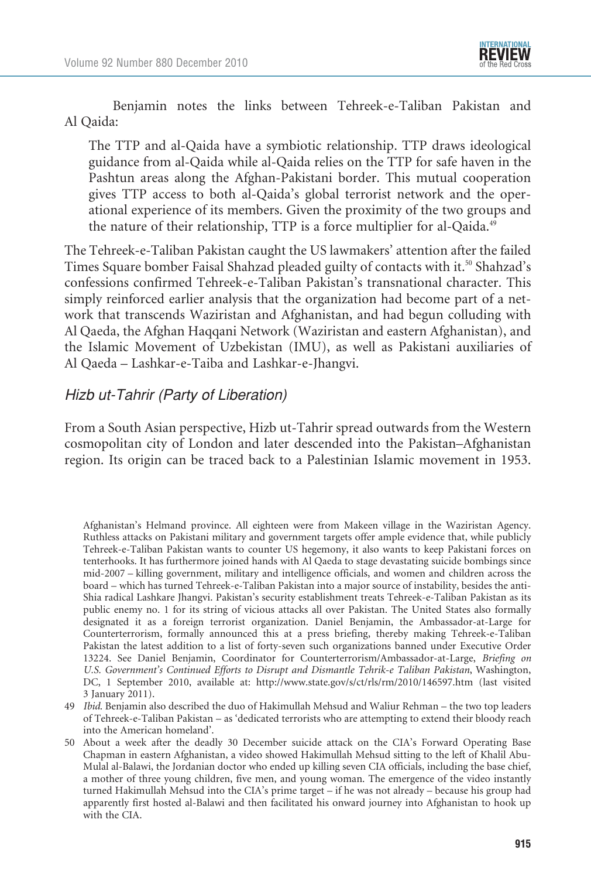Benjamin notes the links between Tehreek-e-Taliban Pakistan and Al Qaida:

> The TTP and al-Qaida have a symbiotic relationship. TTP draws ideological guidance from al-Qaida while al-Qaida relies on the TTP for safe haven in the Pashtun areas along the Afghan-Pakistani border. This mutual cooperation gives TTP access to both al-Qaida's global terrorist network and the operational experience of its members. Given the proximity of the two groups and the nature of their relationship, TTP is a force multiplier for al-Qaida.[49]

The Tehreek-e-Taliban Pakistan caught the US lawmakers' attention after the failed Times Square bomber Faisal Shahzad pleaded guilty of contacts with it.[50] Shahzad's confessions confirmed Tehreek-e-Taliban Pakistan's transnational character. This simply reinforced earlier analysis that the organization had become part of a network that transcends Waziristan and Afghanistan, and had begun colluding with Al Qaeda, the Afghan Haqqani Network (Waziristan and eastern Afghanistan), and the Islamic Movement of Uzbekistan (IMU), as well as Pakistani auxiliaries of Al Qaeda – Lashkar-e-Taiba and Lashkar-e-Jhangvi.

### *Hizb ut-Tahrir (Party of Liberation)*

From a South Asian perspective, Hizb ut-Tahrir spread outwards from the Western cosmopolitan city of London and later descended into the Pakistan–Afghanistan region. Its origin can be traced back to a Palestinian Islamic movement in 1953.

---

Afghanistan's Helmand province. All eighteen were from Makeen village in the Waziristan Agency. Ruthless attacks on Pakistani military and government targets offer ample evidence that, while publicly Tehreek-e-Taliban Pakistan wants to counter US hegemony, it also wants to keep Pakistani forces on tenterhooks. It has furthermore joined hands with Al Qaeda to stage devastating suicide bombings since mid-2007 – killing government, military and intelligence officials, and women and children across the board – which has turned Tehreek-e-Taliban Pakistan into a major source of instability, besides the anti-Shia radical Lashkare Jhangvi. Pakistan's security establishment treats Tehreek-e-Taliban Pakistan as its public enemy no. 1 for its string of vicious attacks all over Pakistan. The United States also formally designated it as a foreign terrorist organization. Daniel Benjamin, the Ambassador-at-Large for Counterterrorism, formally announced this at a press briefing, thereby making Tehreek-e-Taliban Pakistan the latest addition to a list of forty-seven such organizations banned under Executive Order 13224. See Daniel Benjamin, Coordinator for Counterterrorism/Ambassador-at-Large, *Briefing on U.S. Government's Continued Efforts to Disrupt and Dismantle Tehrik-e Taliban Pakistan*, Washington, DC, 1 September 2010, available at: http://www.state.gov/s/ct/rls/rm/2010/146597.htm (last visited 3 January 2011).

49 *Ibid*. Benjamin also described the duo of Hakimullah Mehsud and Waliur Rehman – the two top leaders of Tehreek-e-Taliban Pakistan – as 'dedicated terrorists who are attempting to extend their bloody reach into the American homeland'.

50 About a week after the deadly 30 December suicide attack on the CIA's Forward Operating Base Chapman in eastern Afghanistan, a video showed Hakimullah Mehsud sitting to the left of Khalil Abu-Mulal al-Balawi, the Jordanian doctor who ended up killing seven CIA officials, including the base chief, a mother of three young children, five men, and young woman. The emergence of the video instantly turned Hakimullah Mehsud into the CIA's prime target – if he was not already – because his group had apparently first hosted al-Balawi and then facilitated his onward journey into Afghanistan to hook up with the CIA.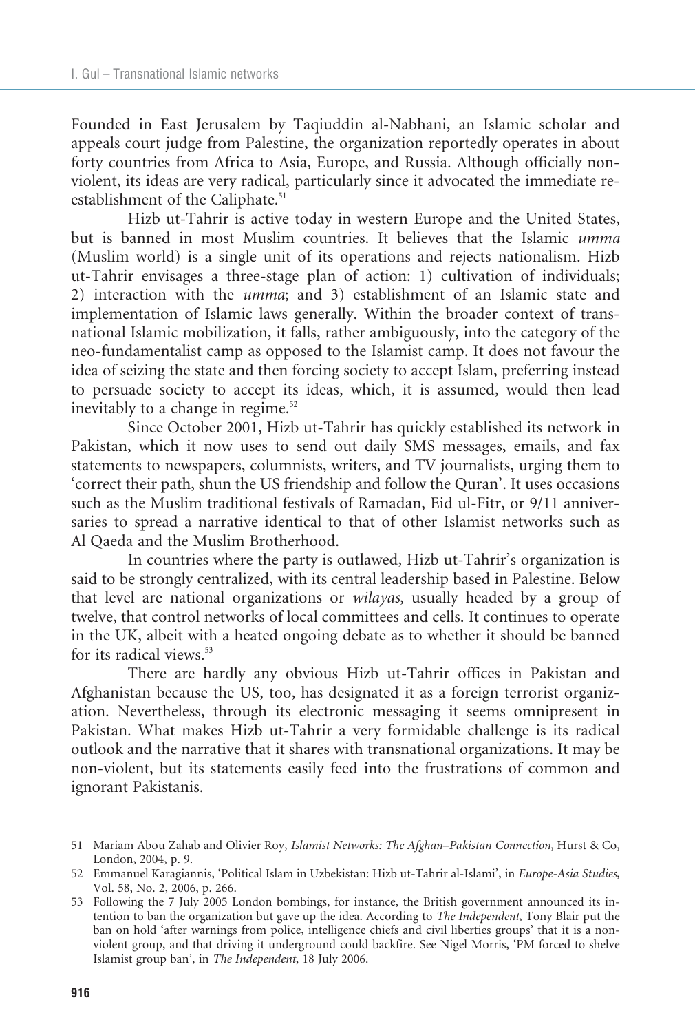Founded in East Jerusalem by Taqiuddin al-Nabhani, an Islamic scholar and appeals court judge from Palestine, the organization reportedly operates in about forty countries from Africa to Asia, Europe, and Russia. Although officially non-violent, its ideas are very radical, particularly since it advocated the immediate re-establishment of the Caliphate.[51]

Hizb ut-Tahrir is active today in western Europe and the United States, but is banned in most Muslim countries. It believes that the Islamic *umma* (Muslim world) is a single unit of its operations and rejects nationalism. Hizb ut-Tahrir envisages a three-stage plan of action: 1) cultivation of individuals; 2) interaction with the *umma*; and 3) establishment of an Islamic state and implementation of Islamic laws generally. Within the broader context of transnational Islamic mobilization, it falls, rather ambiguously, into the category of the neo-fundamentalist camp as opposed to the Islamist camp. It does not favour the idea of seizing the state and then forcing society to accept Islam, preferring instead to persuade society to accept its ideas, which, it is assumed, would then lead inevitably to a change in regime.[52]

Since October 2001, Hizb ut-Tahrir has quickly established its network in Pakistan, which it now uses to send out daily SMS messages, emails, and fax statements to newspapers, columnists, writers, and TV journalists, urging them to 'correct their path, shun the US friendship and follow the Quran'. It uses occasions such as the Muslim traditional festivals of Ramadan, Eid ul-Fitr, or 9/11 anniversaries to spread a narrative identical to that of other Islamist networks such as Al Qaeda and the Muslim Brotherhood.

In countries where the party is outlawed, Hizb ut-Tahrir's organization is said to be strongly centralized, with its central leadership based in Palestine. Below that level are national organizations or *wilayas*, usually headed by a group of twelve, that control networks of local committees and cells. It continues to operate in the UK, albeit with a heated ongoing debate as to whether it should be banned for its radical views.[53]

There are hardly any obvious Hizb ut-Tahrir offices in Pakistan and Afghanistan because the US, too, has designated it as a foreign terrorist organization. Nevertheless, through its electronic messaging it seems omnipresent in Pakistan. What makes Hizb ut-Tahrir a very formidable challenge is its radical outlook and the narrative that it shares with transnational organizations. It may be non-violent, but its statements easily feed into the frustrations of common and ignorant Pakistanis.

51 Mariam Abou Zahab and Olivier Roy, *Islamist Networks: The Afghan–Pakistan Connection*, Hurst & Co, London, 2004, p. 9.

52 Emmanuel Karagiannis, 'Political Islam in Uzbekistan: Hizb ut-Tahrir al-Islami', in *Europe-Asia Studies*, Vol. 58, No. 2, 2006, p. 266.

53 Following the 7 July 2005 London bombings, for instance, the British government announced its intention to ban the organization but gave up the idea. According to *The Independent*, Tony Blair put the ban on hold 'after warnings from police, intelligence chiefs and civil liberties groups' that it is a non-violent group, and that driving it underground could backfire. See Nigel Morris, 'PM forced to shelve Islamist group ban', in *The Independent*, 18 July 2006.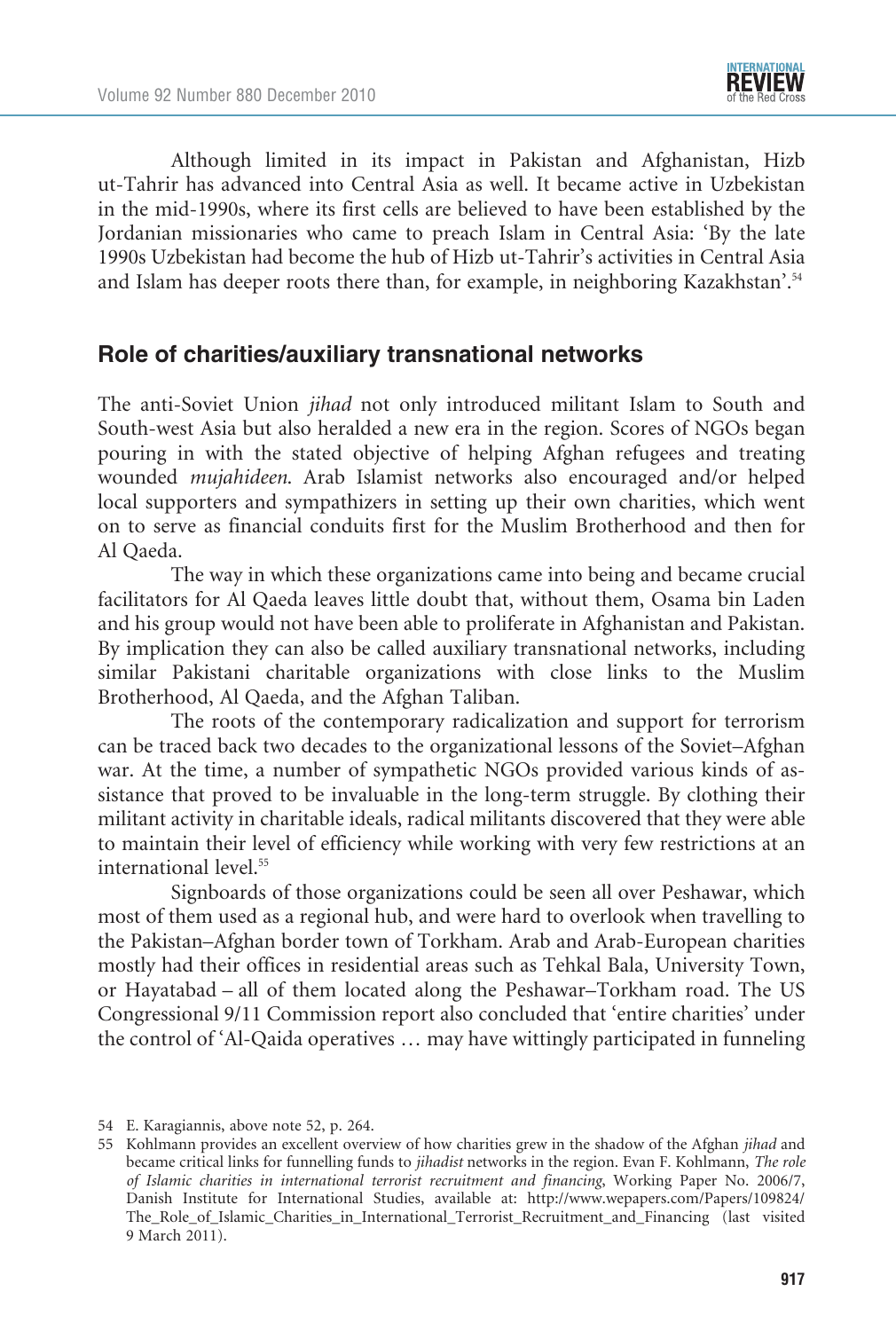Although limited in its impact in Pakistan and Afghanistan, Hizb ut-Tahrir has advanced into Central Asia as well. It became active in Uzbekistan in the mid-1990s, where its first cells are believed to have been established by the Jordanian missionaries who came to preach Islam in Central Asia: 'By the late 1990s Uzbekistan had become the hub of Hizb ut-Tahrir's activities in Central Asia and Islam has deeper roots there than, for example, in neighboring Kazakhstan'.[54]

## Role of charities/auxiliary transnational networks

The anti-Soviet Union *jihad* not only introduced militant Islam to South and South-west Asia but also heralded a new era in the region. Scores of NGOs began pouring in with the stated objective of helping Afghan refugees and treating wounded *mujahideen*. Arab Islamist networks also encouraged and/or helped local supporters and sympathizers in setting up their own charities, which went on to serve as financial conduits first for the Muslim Brotherhood and then for Al Qaeda.

The way in which these organizations came into being and became crucial facilitators for Al Qaeda leaves little doubt that, without them, Osama bin Laden and his group would not have been able to proliferate in Afghanistan and Pakistan. By implication they can also be called auxiliary transnational networks, including similar Pakistani charitable organizations with close links to the Muslim Brotherhood, Al Qaeda, and the Afghan Taliban.

The roots of the contemporary radicalization and support for terrorism can be traced back two decades to the organizational lessons of the Soviet–Afghan war. At the time, a number of sympathetic NGOs provided various kinds of assistance that proved to be invaluable in the long-term struggle. By clothing their militant activity in charitable ideals, radical militants discovered that they were able to maintain their level of efficiency while working with very few restrictions at an international level.[55]

Signboards of those organizations could be seen all over Peshawar, which most of them used as a regional hub, and were hard to overlook when travelling to the Pakistan–Afghan border town of Torkham. Arab and Arab-European charities mostly had their offices in residential areas such as Tehkal Bala, University Town, or Hayatabad – all of them located along the Peshawar–Torkham road. The US Congressional 9/11 Commission report also concluded that 'entire charities' under the control of 'Al-Qaida operatives … may have wittingly participated in funneling

54 E. Karagiannis, above note 52, p. 264.

55 Kohlmann provides an excellent overview of how charities grew in the shadow of the Afghan *jihad* and became critical links for funnelling funds to *jihadist* networks in the region. Evan F. Kohlmann, *The role of Islamic charities in international terrorist recruitment and financing*, Working Paper No. 2006/7, Danish Institute for International Studies, available at: http://www.wepapers.com/Papers/109824/The_Role_of_Islamic_Charities_in_International_Terrorist_Recruitment_and_Financing (last visited 9 March 2011).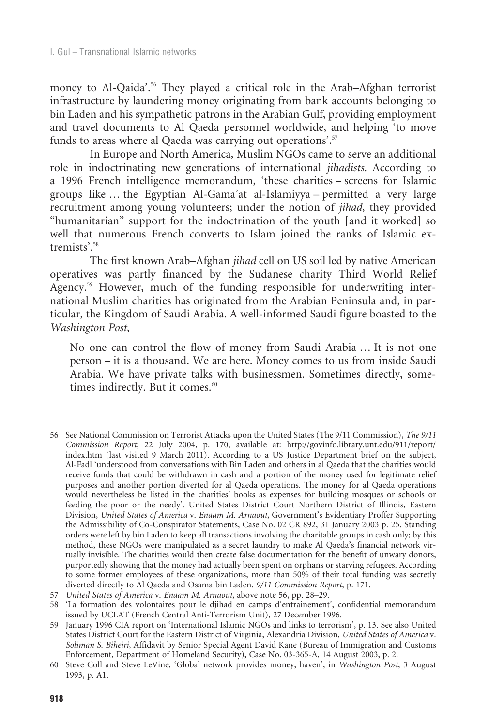money to Al-Qaida'.[56] They played a critical role in the Arab–Afghan terrorist infrastructure by laundering money originating from bank accounts belonging to bin Laden and his sympathetic patrons in the Arabian Gulf, providing employment and travel documents to Al Qaeda personnel worldwide, and helping 'to move funds to areas where al Qaeda was carrying out operations'.[57]

In Europe and North America, Muslim NGOs came to serve an additional role in indoctrinating new generations of international *jihadists*. According to a 1996 French intelligence memorandum, 'these charities – screens for Islamic groups like … the Egyptian Al-Gama'at al-Islamiyya – permitted a very large recruitment among young volunteers; under the notion of *jihad*, they provided "humanitarian" support for the indoctrination of the youth [and it worked] so well that numerous French converts to Islam joined the ranks of Islamic extremists'.[58]

The first known Arab–Afghan *jihad* cell on US soil led by native American operatives was partly financed by the Sudanese charity Third World Relief Agency.[59] However, much of the funding responsible for underwriting international Muslim charities has originated from the Arabian Peninsula and, in particular, the Kingdom of Saudi Arabia. A well-informed Saudi figure boasted to the *Washington Post*,

> No one can control the flow of money from Saudi Arabia … It is not one person – it is a thousand. We are here. Money comes to us from inside Saudi Arabia. We have private talks with businessmen. Sometimes directly, sometimes indirectly. But it comes.[60]

56 See National Commission on Terrorist Attacks upon the United States (The 9/11 Commission), *The 9/11 Commission Report*, 22 July 2004, p. 170, available at: http://govinfo.library.unt.edu/911/report/index.htm (last visited 9 March 2011). According to a US Justice Department brief on the subject, Al-Fadl 'understood from conversations with Bin Laden and others in al Qaeda that the charities would receive funds that could be withdrawn in cash and a portion of the money used for legitimate relief purposes and another portion diverted for al Qaeda operations. The money for al Qaeda operations would nevertheless be listed in the charities' books as expenses for building mosques or schools or feeding the poor or the needy'. United States District Court Northern District of Illinois, Eastern Division, *United States of America* v. *Enaam M. Arnaout*, Government's Evidentiary Proffer Supporting the Admissibility of Co-Conspirator Statements, Case No. 02 CR 892, 31 January 2003 p. 25. Standing orders were left by bin Laden to keep all transactions involving the charitable groups in cash only; by this method, these NGOs were manipulated as a secret laundry to make Al Qaeda's financial network virtually invisible. The charities would then create false documentation for the benefit of unwary donors, purportedly showing that the money had actually been spent on orphans or starving refugees. According to some former employees of these organizations, more than 50% of their total funding was secretly diverted directly to Al Qaeda and Osama bin Laden. *9/11 Commission Report*, p. 171.

57 *United States of America* v. *Enaam M. Arnaout*, above note 56, pp. 28–29.

58 'La formation des volontaires pour le djihad en camps d'entrainement', confidential memorandum issued by UCLAT (French Central Anti-Terrorism Unit), 27 December 1996.

59 January 1996 CIA report on 'International Islamic NGOs and links to terrorism', p. 13. See also United States District Court for the Eastern District of Virginia, Alexandria Division, *United States of America* v. *Soliman S. Biheiri*, Affidavit by Senior Special Agent David Kane (Bureau of Immigration and Customs Enforcement, Department of Homeland Security), Case No. 03-365-A, 14 August 2003, p. 2.

60 Steve Coll and Steve LeVine, 'Global network provides money, haven', in *Washington Post*, 3 August 1993, p. A1.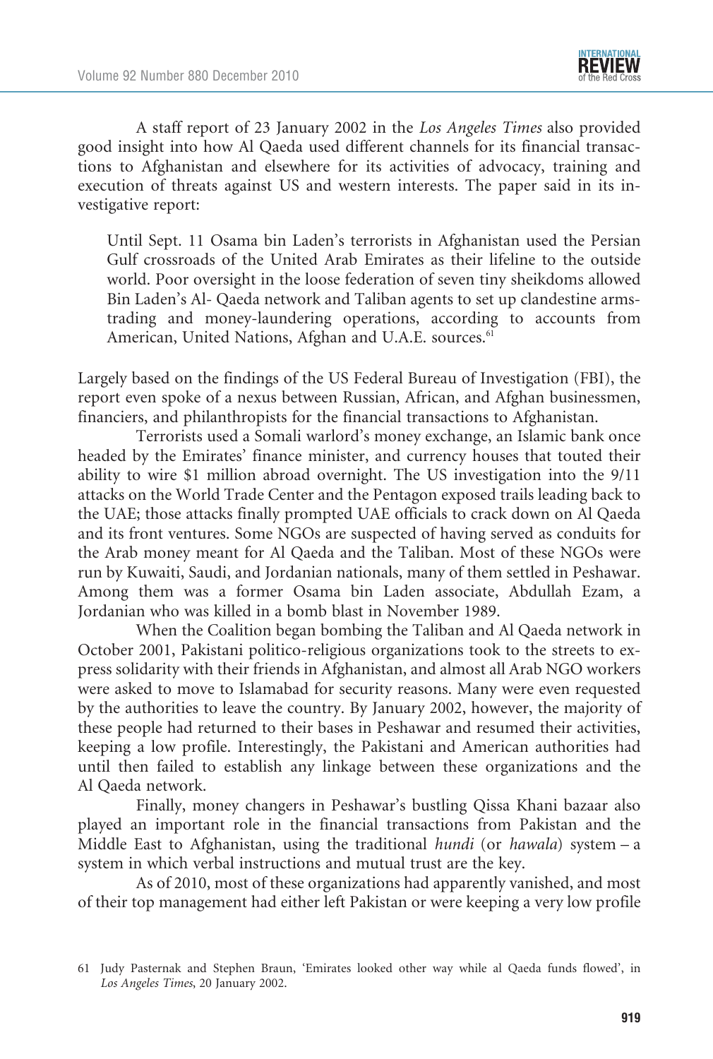A staff report of 23 January 2002 in the *Los Angeles Times* also provided good insight into how Al Qaeda used different channels for its financial transactions to Afghanistan and elsewhere for its activities of advocacy, training and execution of threats against US and western interests. The paper said in its investigative report:

> Until Sept. 11 Osama bin Laden's terrorists in Afghanistan used the Persian Gulf crossroads of the United Arab Emirates as their lifeline to the outside world. Poor oversight in the loose federation of seven tiny sheikdoms allowed Bin Laden's Al- Qaeda network and Taliban agents to set up clandestine arms-trading and money-laundering operations, according to accounts from American, United Nations, Afghan and U.A.E. sources.[61]

Largely based on the findings of the US Federal Bureau of Investigation (FBI), the report even spoke of a nexus between Russian, African, and Afghan businessmen, financiers, and philanthropists for the financial transactions to Afghanistan.

Terrorists used a Somali warlord's money exchange, an Islamic bank once headed by the Emirates' finance minister, and currency houses that touted their ability to wire $1 million abroad overnight. The US investigation into the 9/11 attacks on the World Trade Center and the Pentagon exposed trails leading back to the UAE; those attacks finally prompted UAE officials to crack down on Al Qaeda and its front ventures. Some NGOs are suspected of having served as conduits for the Arab money meant for Al Qaeda and the Taliban. Most of these NGOs were run by Kuwaiti, Saudi, and Jordanian nationals, many of them settled in Peshawar. Among them was a former Osama bin Laden associate, Abdullah Ezam, a Jordanian who was killed in a bomb blast in November 1989.

When the Coalition began bombing the Taliban and Al Qaeda network in October 2001, Pakistani politico-religious organizations took to the streets to express solidarity with their friends in Afghanistan, and almost all Arab NGO workers were asked to move to Islamabad for security reasons. Many were even requested by the authorities to leave the country. By January 2002, however, the majority of these people had returned to their bases in Peshawar and resumed their activities, keeping a low profile. Interestingly, the Pakistani and American authorities had until then failed to establish any linkage between these organizations and the Al Qaeda network.

Finally, money changers in Peshawar's bustling Qissa Khani bazaar also played an important role in the financial transactions from Pakistan and the Middle East to Afghanistan, using the traditional *hundi* (or *hawala*) system – a system in which verbal instructions and mutual trust are the key.

As of 2010, most of these organizations had apparently vanished, and most of their top management had either left Pakistan or were keeping a very low profile

61 Judy Pasternak and Stephen Braun, 'Emirates looked other way while al Qaeda funds flowed', in *Los Angeles Times*, 20 January 2002.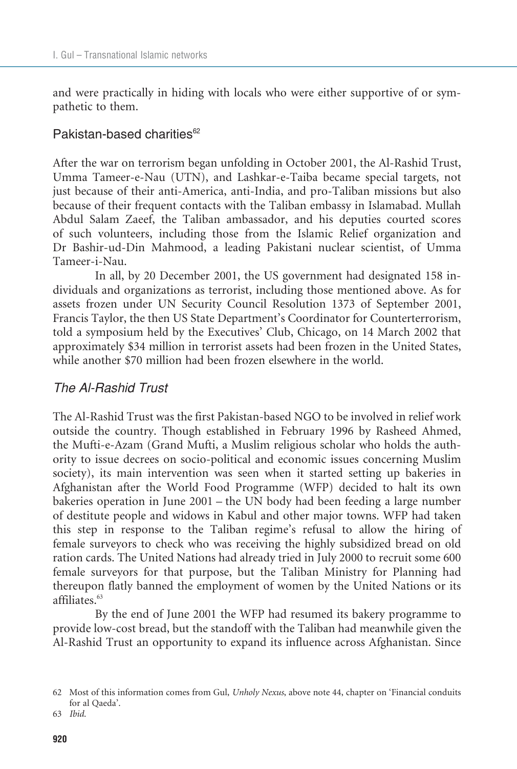and were practically in hiding with locals who were either supportive of or sympathetic to them.

## Pakistan-based charities[62]

After the war on terrorism began unfolding in October 2001, the Al-Rashid Trust, Umma Tameer-e-Nau (UTN), and Lashkar-e-Taiba became special targets, not just because of their anti-America, anti-India, and pro-Taliban missions but also because of their frequent contacts with the Taliban embassy in Islamabad. Mullah Abdul Salam Zaeef, the Taliban ambassador, and his deputies courted scores of such volunteers, including those from the Islamic Relief organization and Dr Bashir-ud-Din Mahmood, a leading Pakistani nuclear scientist, of Umma Tameer-i-Nau.

In all, by 20 December 2001, the US government had designated 158 individuals and organizations as terrorist, including those mentioned above. As for assets frozen under UN Security Council Resolution 1373 of September 2001, Francis Taylor, the then US State Department's Coordinator for Counterterrorism, told a symposium held by the Executives' Club, Chicago, on 14 March 2002 that approximately $34 million in terrorist assets had been frozen in the United States, while another $70 million had been frozen elsewhere in the world.

### *The Al-Rashid Trust*

The Al-Rashid Trust was the first Pakistan-based NGO to be involved in relief work outside the country. Though established in February 1996 by Rasheed Ahmed, the Mufti-e-Azam (Grand Mufti, a Muslim religious scholar who holds the authority to issue decrees on socio-political and economic issues concerning Muslim society), its main intervention was seen when it started setting up bakeries in Afghanistan after the World Food Programme (WFP) decided to halt its own bakeries operation in June 2001 – the UN body had been feeding a large number of destitute people and widows in Kabul and other major towns. WFP had taken this step in response to the Taliban regime's refusal to allow the hiring of female surveyors to check who was receiving the highly subsidized bread on old ration cards. The United Nations had already tried in July 2000 to recruit some 600 female surveyors for that purpose, but the Taliban Ministry for Planning had thereupon flatly banned the employment of women by the United Nations or its affiliates.[63]

By the end of June 2001 the WFP had resumed its bakery programme to provide low-cost bread, but the standoff with the Taliban had meanwhile given the Al-Rashid Trust an opportunity to expand its influence across Afghanistan. Since

62 Most of this information comes from Gul, *Unholy Nexus*, above note 44, chapter on 'Financial conduits for al Qaeda'.

63 *Ibid.*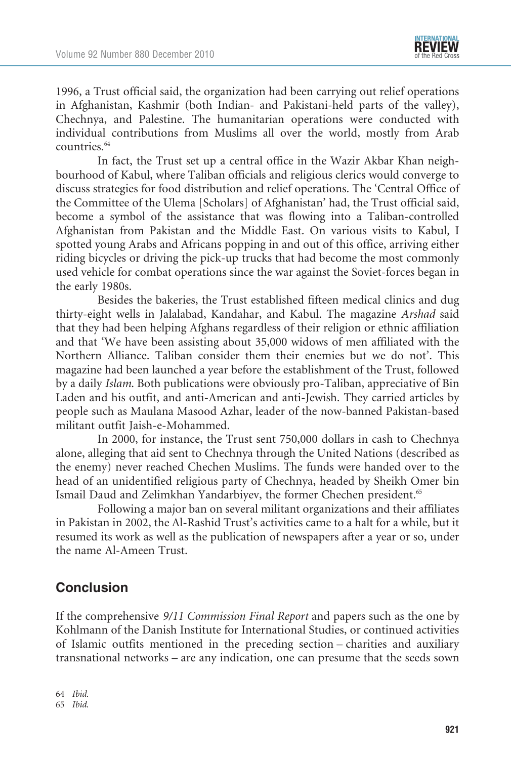1996, a Trust official said, the organization had been carrying out relief operations in Afghanistan, Kashmir (both Indian- and Pakistani-held parts of the valley), Chechnya, and Palestine. The humanitarian operations were conducted with individual contributions from Muslims all over the world, mostly from Arab countries.[64]

In fact, the Trust set up a central office in the Wazir Akbar Khan neighbourhood of Kabul, where Taliban officials and religious clerics would converge to discuss strategies for food distribution and relief operations. The 'Central Office of the Committee of the Ulema [Scholars] of Afghanistan' had, the Trust official said, become a symbol of the assistance that was flowing into a Taliban-controlled Afghanistan from Pakistan and the Middle East. On various visits to Kabul, I spotted young Arabs and Africans popping in and out of this office, arriving either riding bicycles or driving the pick-up trucks that had become the most commonly used vehicle for combat operations since the war against the Soviet-forces began in the early 1980s.

Besides the bakeries, the Trust established fifteen medical clinics and dug thirty-eight wells in Jalalabad, Kandahar, and Kabul. The magazine *Arshad* said that they had been helping Afghans regardless of their religion or ethnic affiliation and that 'We have been assisting about 35,000 widows of men affiliated with the Northern Alliance. Taliban consider them their enemies but we do not'. This magazine had been launched a year before the establishment of the Trust, followed by a daily *Islam*. Both publications were obviously pro-Taliban, appreciative of Bin Laden and his outfit, and anti-American and anti-Jewish. They carried articles by people such as Maulana Masood Azhar, leader of the now-banned Pakistan-based militant outfit Jaish-e-Mohammed.

In 2000, for instance, the Trust sent 750,000 dollars in cash to Chechnya alone, alleging that aid sent to Chechnya through the United Nations (described as the enemy) never reached Chechen Muslims. The funds were handed over to the head of an unidentified religious party of Chechnya, headed by Sheikh Omer bin Ismail Daud and Zelimkhan Yandarbiyev, the former Chechen president.[65]

Following a major ban on several militant organizations and their affiliates in Pakistan in 2002, the Al-Rashid Trust's activities came to a halt for a while, but it resumed its work as well as the publication of newspapers after a year or so, under the name Al-Ameen Trust.

## Conclusion

If the comprehensive *9/11 Commission Final Report* and papers such as the one by Kohlmann of the Danish Institute for International Studies, or continued activities of Islamic outfits mentioned in the preceding section – charities and auxiliary transnational networks – are any indication, one can presume that the seeds sown

64 *Ibid.*

65 *Ibid.*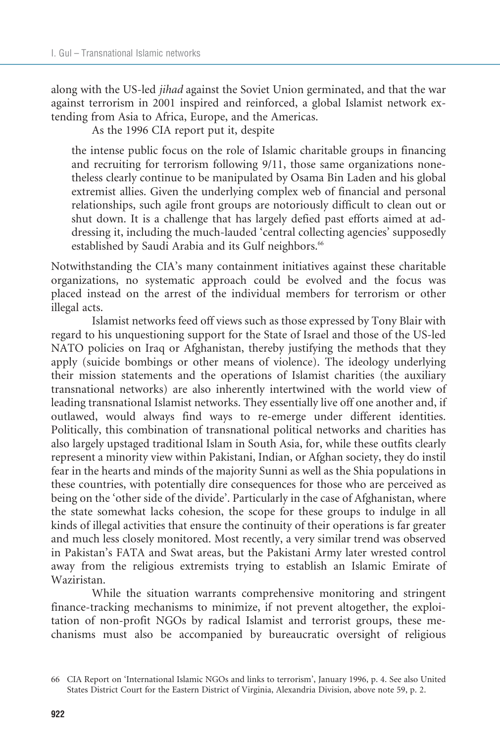along with the US-led *jihad* against the Soviet Union germinated, and that the war against terrorism in 2001 inspired and reinforced, a global Islamist network extending from Asia to Africa, Europe, and the Americas.

As the 1996 CIA report put it, despite

> the intense public focus on the role of Islamic charitable groups in financing and recruiting for terrorism following 9/11, those same organizations nonetheless clearly continue to be manipulated by Osama Bin Laden and his global extremist allies. Given the underlying complex web of financial and personal relationships, such agile front groups are notoriously difficult to clean out or shut down. It is a challenge that has largely defied past efforts aimed at addressing it, including the much-lauded 'central collecting agencies' supposedly established by Saudi Arabia and its Gulf neighbors.[66]

Notwithstanding the CIA's many containment initiatives against these charitable organizations, no systematic approach could be evolved and the focus was placed instead on the arrest of the individual members for terrorism or other illegal acts.

Islamist networks feed off views such as those expressed by Tony Blair with regard to his unquestioning support for the State of Israel and those of the US-led NATO policies on Iraq or Afghanistan, thereby justifying the methods that they apply (suicide bombings or other means of violence). The ideology underlying their mission statements and the operations of Islamist charities (the auxiliary transnational networks) are also inherently intertwined with the world view of leading transnational Islamist networks. They essentially live off one another and, if outlawed, would always find ways to re-emerge under different identities. Politically, this combination of transnational political networks and charities has also largely upstaged traditional Islam in South Asia, for, while these outfits clearly represent a minority view within Pakistani, Indian, or Afghan society, they do instil fear in the hearts and minds of the majority Sunni as well as the Shia populations in these countries, with potentially dire consequences for those who are perceived as being on the 'other side of the divide'. Particularly in the case of Afghanistan, where the state somewhat lacks cohesion, the scope for these groups to indulge in all kinds of illegal activities that ensure the continuity of their operations is far greater and much less closely monitored. Most recently, a very similar trend was observed in Pakistan's FATA and Swat areas, but the Pakistani Army later wrested control away from the religious extremists trying to establish an Islamic Emirate of Waziristan.

While the situation warrants comprehensive monitoring and stringent finance-tracking mechanisms to minimize, if not prevent altogether, the exploitation of non-profit NGOs by radical Islamist and terrorist groups, these mechanisms must also be accompanied by bureaucratic oversight of religious

---

66 CIA Report on 'International Islamic NGOs and links to terrorism', January 1996, p. 4. See also United States District Court for the Eastern District of Virginia, Alexandria Division, above note 59, p. 2.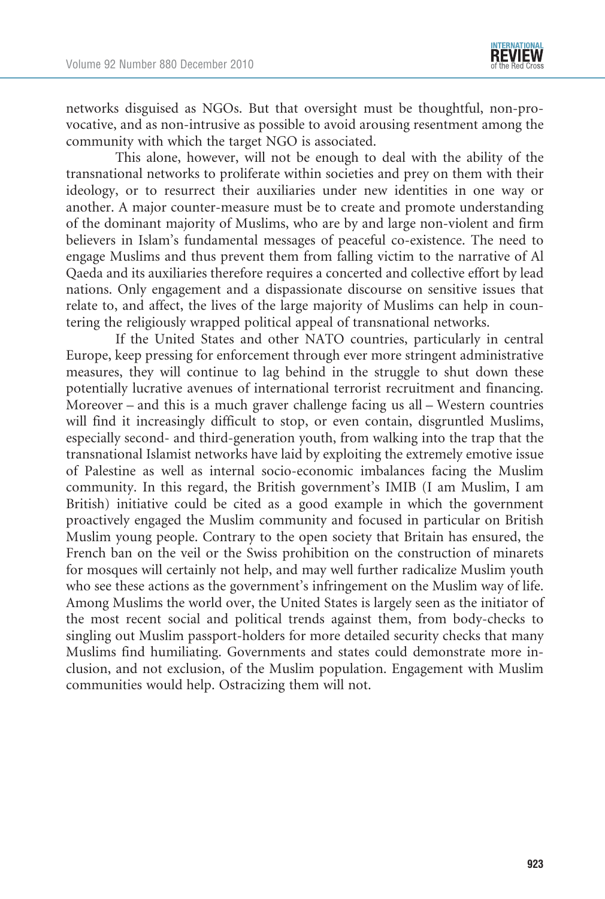networks disguised as NGOs. But that oversight must be thoughtful, non-provocative, and as non-intrusive as possible to avoid arousing resentment among the community with which the target NGO is associated.

This alone, however, will not be enough to deal with the ability of the transnational networks to proliferate within societies and prey on them with their ideology, or to resurrect their auxiliaries under new identities in one way or another. A major counter-measure must be to create and promote understanding of the dominant majority of Muslims, who are by and large non-violent and firm believers in Islam's fundamental messages of peaceful co-existence. The need to engage Muslims and thus prevent them from falling victim to the narrative of Al Qaeda and its auxiliaries therefore requires a concerted and collective effort by lead nations. Only engagement and a dispassionate discourse on sensitive issues that relate to, and affect, the lives of the large majority of Muslims can help in countering the religiously wrapped political appeal of transnational networks.

If the United States and other NATO countries, particularly in central Europe, keep pressing for enforcement through ever more stringent administrative measures, they will continue to lag behind in the struggle to shut down these potentially lucrative avenues of international terrorist recruitment and financing. Moreover – and this is a much graver challenge facing us all – Western countries will find it increasingly difficult to stop, or even contain, disgruntled Muslims, especially second- and third-generation youth, from walking into the trap that the transnational Islamist networks have laid by exploiting the extremely emotive issue of Palestine as well as internal socio-economic imbalances facing the Muslim community. In this regard, the British government's IMIB (I am Muslim, I am British) initiative could be cited as a good example in which the government proactively engaged the Muslim community and focused in particular on British Muslim young people. Contrary to the open society that Britain has ensured, the French ban on the veil or the Swiss prohibition on the construction of minarets for mosques will certainly not help, and may well further radicalize Muslim youth who see these actions as the government's infringement on the Muslim way of life. Among Muslims the world over, the United States is largely seen as the initiator of the most recent social and political trends against them, from body-checks to singling out Muslim passport-holders for more detailed security checks that many Muslims find humiliating. Governments and states could demonstrate more inclusion, and not exclusion, of the Muslim population. Engagement with Muslim communities would help. Ostracizing them will not.